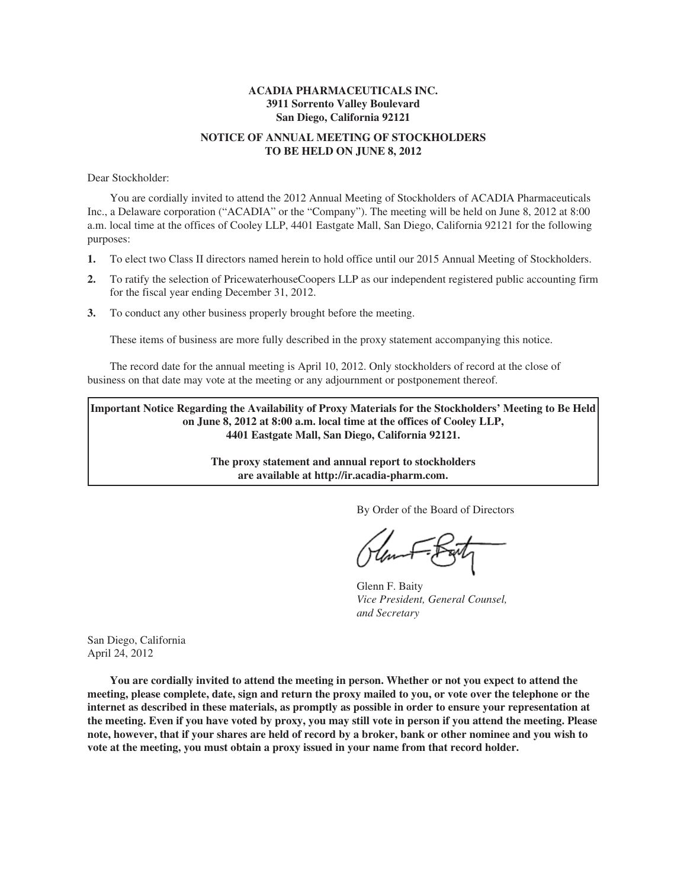**ACADIA PHARMACEUTICALS INC.**
**3911 Sorrento Valley Boulevard**
**San Diego, California 92121**

**NOTICE OF ANNUAL MEETING OF STOCKHOLDERS**
**TO BE HELD ON JUNE 8, 2012**

Dear Stockholder:

You are cordially invited to attend the 2012 Annual Meeting of Stockholders of ACADIA Pharmaceuticals Inc., a Delaware corporation ("ACADIA" or the "Company"). The meeting will be held on June 8, 2012 at 8:00 a.m. local time at the offices of Cooley LLP, 4401 Eastgate Mall, San Diego, California 92121 for the following purposes:

1. To elect two Class II directors named herein to hold office until our 2015 Annual Meeting of Stockholders.
2. To ratify the selection of PricewaterhouseCoopers LLP as our independent registered public accounting firm for the fiscal year ending December 31, 2012.
3. To conduct any other business properly brought before the meeting.

These items of business are more fully described in the proxy statement accompanying this notice.

The record date for the annual meeting is April 10, 2012. Only stockholders of record at the close of business on that date may vote at the meeting or any adjournment or postponement thereof.

**Important Notice Regarding the Availability of Proxy Materials for the Stockholders' Meeting to Be Held on June 8, 2012 at 8:00 a.m. local time at the offices of Cooley LLP, 4401 Eastgate Mall, San Diego, California 92121.**

**The proxy statement and annual report to stockholders are available at http://ir.acadia-pharm.com.**

By Order of the Board of Directors

Glenn F. Baity
*Vice President, General Counsel, and Secretary*

San Diego, California
April 24, 2012

**You are cordially invited to attend the meeting in person. Whether or not you expect to attend the meeting, please complete, date, sign and return the proxy mailed to you, or vote over the telephone or the internet as described in these materials, as promptly as possible in order to ensure your representation at the meeting. Even if you have voted by proxy, you may still vote in person if you attend the meeting. Please note, however, that if your shares are held of record by a broker, bank or other nominee and you wish to vote at the meeting, you must obtain a proxy issued in your name from that record holder.**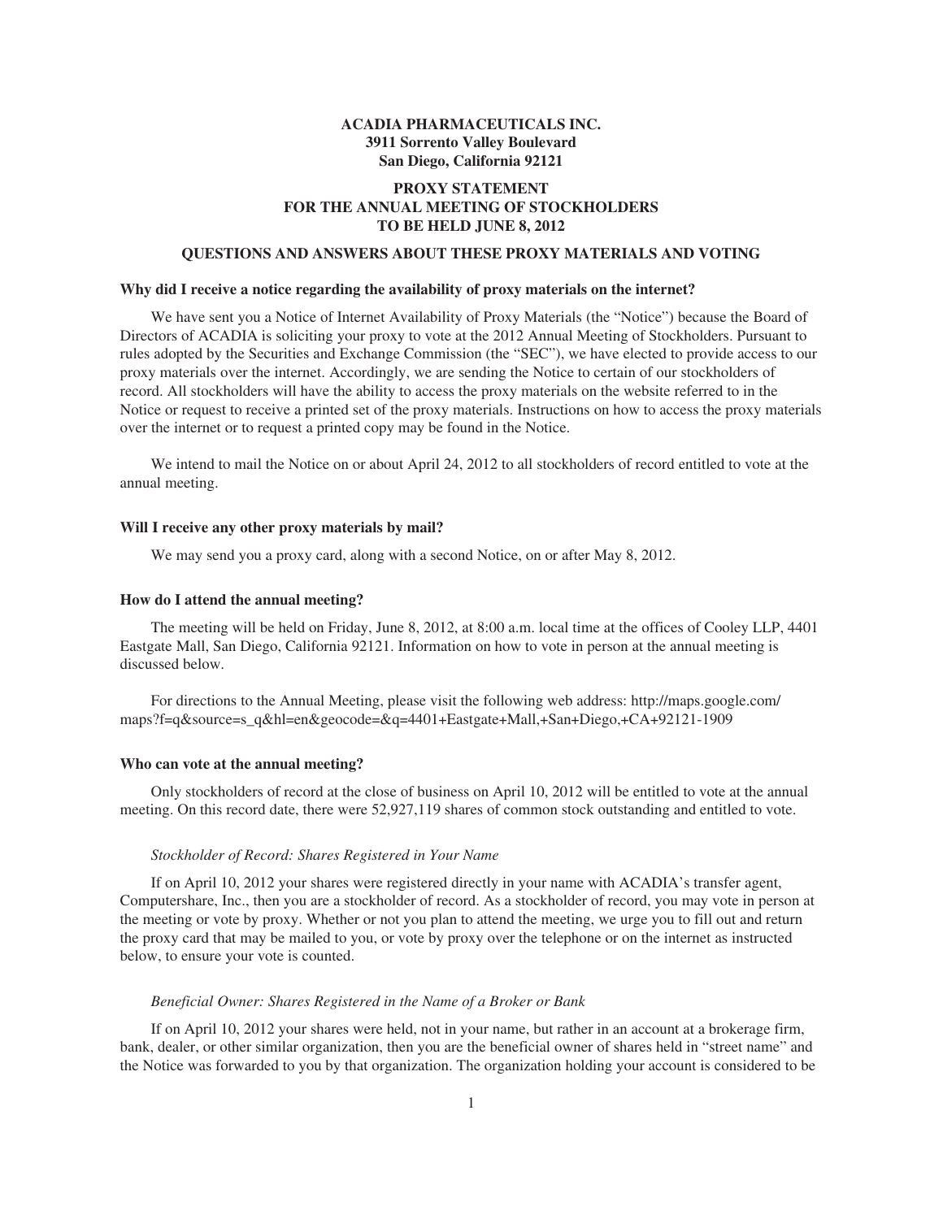**ACADIA PHARMACEUTICALS INC.**
**3911 Sorrento Valley Boulevard**
**San Diego, California 92121**

**PROXY STATEMENT**
**FOR THE ANNUAL MEETING OF STOCKHOLDERS**
**TO BE HELD JUNE 8, 2012**

## QUESTIONS AND ANSWERS ABOUT THESE PROXY MATERIALS AND VOTING

### Why did I receive a notice regarding the availability of proxy materials on the internet?

We have sent you a Notice of Internet Availability of Proxy Materials (the "Notice") because the Board of Directors of ACADIA is soliciting your proxy to vote at the 2012 Annual Meeting of Stockholders. Pursuant to rules adopted by the Securities and Exchange Commission (the "SEC"), we have elected to provide access to our proxy materials over the internet. Accordingly, we are sending the Notice to certain of our stockholders of record. All stockholders will have the ability to access the proxy materials on the website referred to in the Notice or request to receive a printed set of the proxy materials. Instructions on how to access the proxy materials over the internet or to request a printed copy may be found in the Notice.

We intend to mail the Notice on or about April 24, 2012 to all stockholders of record entitled to vote at the annual meeting.

### Will I receive any other proxy materials by mail?

We may send you a proxy card, along with a second Notice, on or after May 8, 2012.

### How do I attend the annual meeting?

The meeting will be held on Friday, June 8, 2012, at 8:00 a.m. local time at the offices of Cooley LLP, 4401 Eastgate Mall, San Diego, California 92121. Information on how to vote in person at the annual meeting is discussed below.

For directions to the Annual Meeting, please visit the following web address: http://maps.google.com/maps?f=q&source=s_q&hl=en&geocode=&q=4401+Eastgate+Mall,+San+Diego,+CA+92121-1909

### Who can vote at the annual meeting?

Only stockholders of record at the close of business on April 10, 2012 will be entitled to vote at the annual meeting. On this record date, there were 52,927,119 shares of common stock outstanding and entitled to vote.

*Stockholder of Record: Shares Registered in Your Name*

If on April 10, 2012 your shares were registered directly in your name with ACADIA's transfer agent, Computershare, Inc., then you are a stockholder of record. As a stockholder of record, you may vote in person at the meeting or vote by proxy. Whether or not you plan to attend the meeting, we urge you to fill out and return the proxy card that may be mailed to you, or vote by proxy over the telephone or on the internet as instructed below, to ensure your vote is counted.

*Beneficial Owner: Shares Registered in the Name of a Broker or Bank*

If on April 10, 2012 your shares were held, not in your name, but rather in an account at a brokerage firm, bank, dealer, or other similar organization, then you are the beneficial owner of shares held in "street name" and the Notice was forwarded to you by that organization. The organization holding your account is considered to be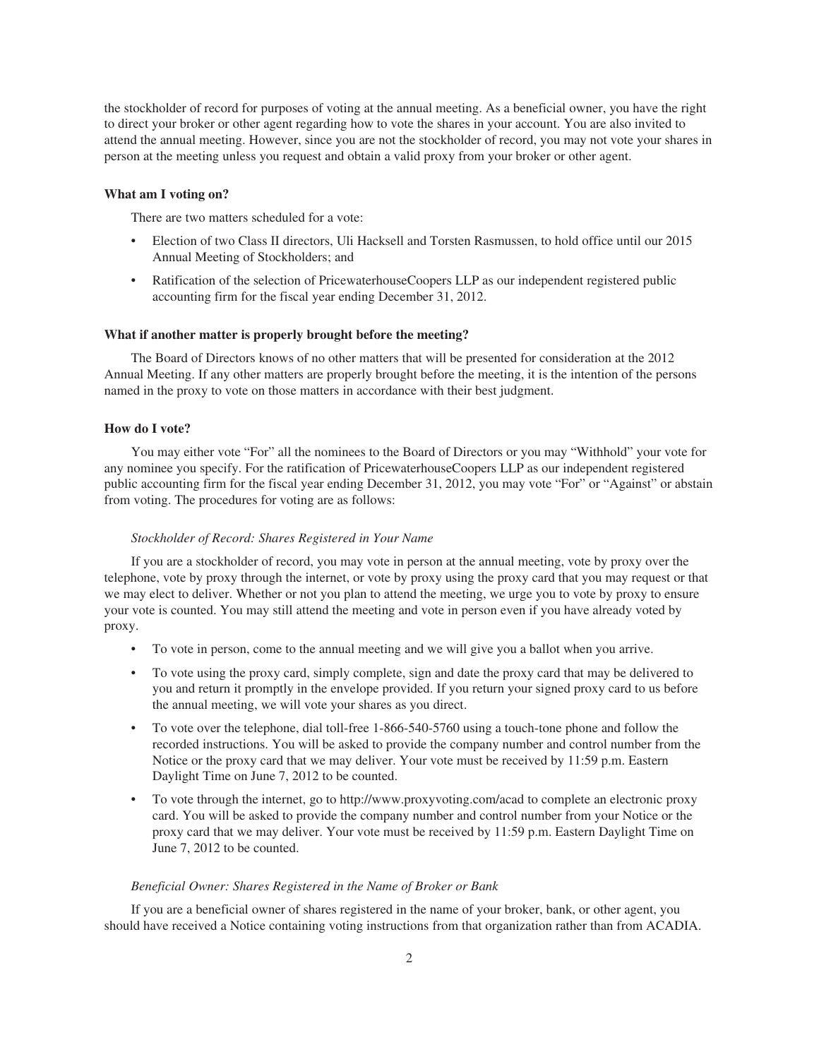the stockholder of record for purposes of voting at the annual meeting. As a beneficial owner, you have the right to direct your broker or other agent regarding how to vote the shares in your account. You are also invited to attend the annual meeting. However, since you are not the stockholder of record, you may not vote your shares in person at the meeting unless you request and obtain a valid proxy from your broker or other agent.

**What am I voting on?**

There are two matters scheduled for a vote:

- Election of two Class II directors, Uli Hacksell and Torsten Rasmussen, to hold office until our 2015 Annual Meeting of Stockholders; and
- Ratification of the selection of PricewaterhouseCoopers LLP as our independent registered public accounting firm for the fiscal year ending December 31, 2012.

**What if another matter is properly brought before the meeting?**

The Board of Directors knows of no other matters that will be presented for consideration at the 2012 Annual Meeting. If any other matters are properly brought before the meeting, it is the intention of the persons named in the proxy to vote on those matters in accordance with their best judgment.

**How do I vote?**

You may either vote "For" all the nominees to the Board of Directors or you may "Withhold" your vote for any nominee you specify. For the ratification of PricewaterhouseCoopers LLP as our independent registered public accounting firm for the fiscal year ending December 31, 2012, you may vote "For" or "Against" or abstain from voting. The procedures for voting are as follows:

*Stockholder of Record: Shares Registered in Your Name*

If you are a stockholder of record, you may vote in person at the annual meeting, vote by proxy over the telephone, vote by proxy through the internet, or vote by proxy using the proxy card that you may request or that we may elect to deliver. Whether or not you plan to attend the meeting, we urge you to vote by proxy to ensure your vote is counted. You may still attend the meeting and vote in person even if you have already voted by proxy.

- To vote in person, come to the annual meeting and we will give you a ballot when you arrive.
- To vote using the proxy card, simply complete, sign and date the proxy card that may be delivered to you and return it promptly in the envelope provided. If you return your signed proxy card to us before the annual meeting, we will vote your shares as you direct.
- To vote over the telephone, dial toll-free 1-866-540-5760 using a touch-tone phone and follow the recorded instructions. You will be asked to provide the company number and control number from the Notice or the proxy card that we may deliver. Your vote must be received by 11:59 p.m. Eastern Daylight Time on June 7, 2012 to be counted.
- To vote through the internet, go to http://www.proxyvoting.com/acad to complete an electronic proxy card. You will be asked to provide the company number and control number from your Notice or the proxy card that we may deliver. Your vote must be received by 11:59 p.m. Eastern Daylight Time on June 7, 2012 to be counted.

*Beneficial Owner: Shares Registered in the Name of Broker or Bank*

If you are a beneficial owner of shares registered in the name of your broker, bank, or other agent, you should have received a Notice containing voting instructions from that organization rather than from ACADIA.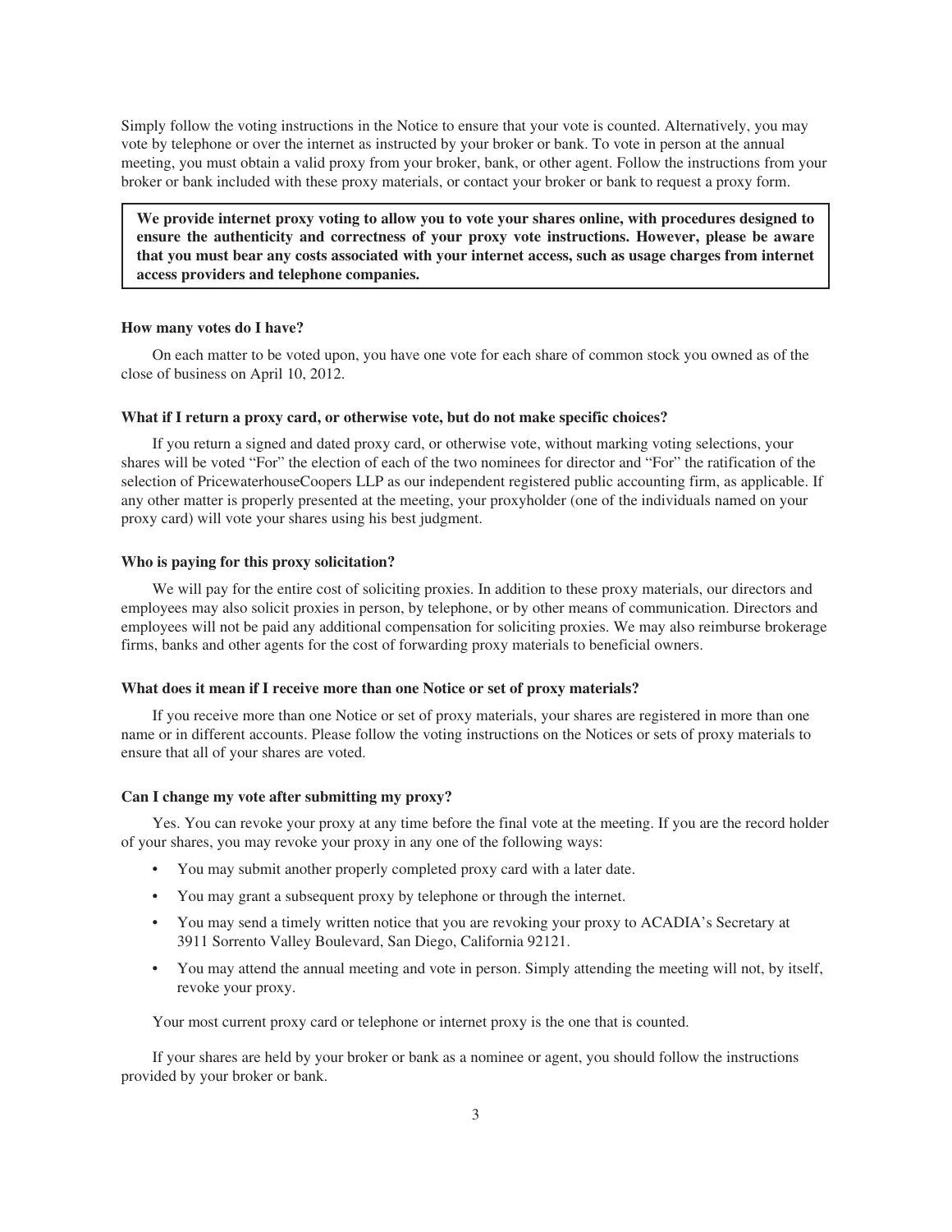Simply follow the voting instructions in the Notice to ensure that your vote is counted. Alternatively, you may vote by telephone or over the internet as instructed by your broker or bank. To vote in person at the annual meeting, you must obtain a valid proxy from your broker, bank, or other agent. Follow the instructions from your broker or bank included with these proxy materials, or contact your broker or bank to request a proxy form.

**We provide internet proxy voting to allow you to vote your shares online, with procedures designed to ensure the authenticity and correctness of your proxy vote instructions. However, please be aware that you must bear any costs associated with your internet access, such as usage charges from internet access providers and telephone companies.**

#### How many votes do I have?

On each matter to be voted upon, you have one vote for each share of common stock you owned as of the close of business on April 10, 2012.

#### What if I return a proxy card, or otherwise vote, but do not make specific choices?

If you return a signed and dated proxy card, or otherwise vote, without marking voting selections, your shares will be voted "For" the election of each of the two nominees for director and "For" the ratification of the selection of PricewaterhouseCoopers LLP as our independent registered public accounting firm, as applicable. If any other matter is properly presented at the meeting, your proxyholder (one of the individuals named on your proxy card) will vote your shares using his best judgment.

#### Who is paying for this proxy solicitation?

We will pay for the entire cost of soliciting proxies. In addition to these proxy materials, our directors and employees may also solicit proxies in person, by telephone, or by other means of communication. Directors and employees will not be paid any additional compensation for soliciting proxies. We may also reimburse brokerage firms, banks and other agents for the cost of forwarding proxy materials to beneficial owners.

#### What does it mean if I receive more than one Notice or set of proxy materials?

If you receive more than one Notice or set of proxy materials, your shares are registered in more than one name or in different accounts. Please follow the voting instructions on the Notices or sets of proxy materials to ensure that all of your shares are voted.

#### Can I change my vote after submitting my proxy?

Yes. You can revoke your proxy at any time before the final vote at the meeting. If you are the record holder of your shares, you may revoke your proxy in any one of the following ways:

- You may submit another properly completed proxy card with a later date.
- You may grant a subsequent proxy by telephone or through the internet.
- You may send a timely written notice that you are revoking your proxy to ACADIA's Secretary at 3911 Sorrento Valley Boulevard, San Diego, California 92121.
- You may attend the annual meeting and vote in person. Simply attending the meeting will not, by itself, revoke your proxy.

Your most current proxy card or telephone or internet proxy is the one that is counted.

If your shares are held by your broker or bank as a nominee or agent, you should follow the instructions provided by your broker or bank.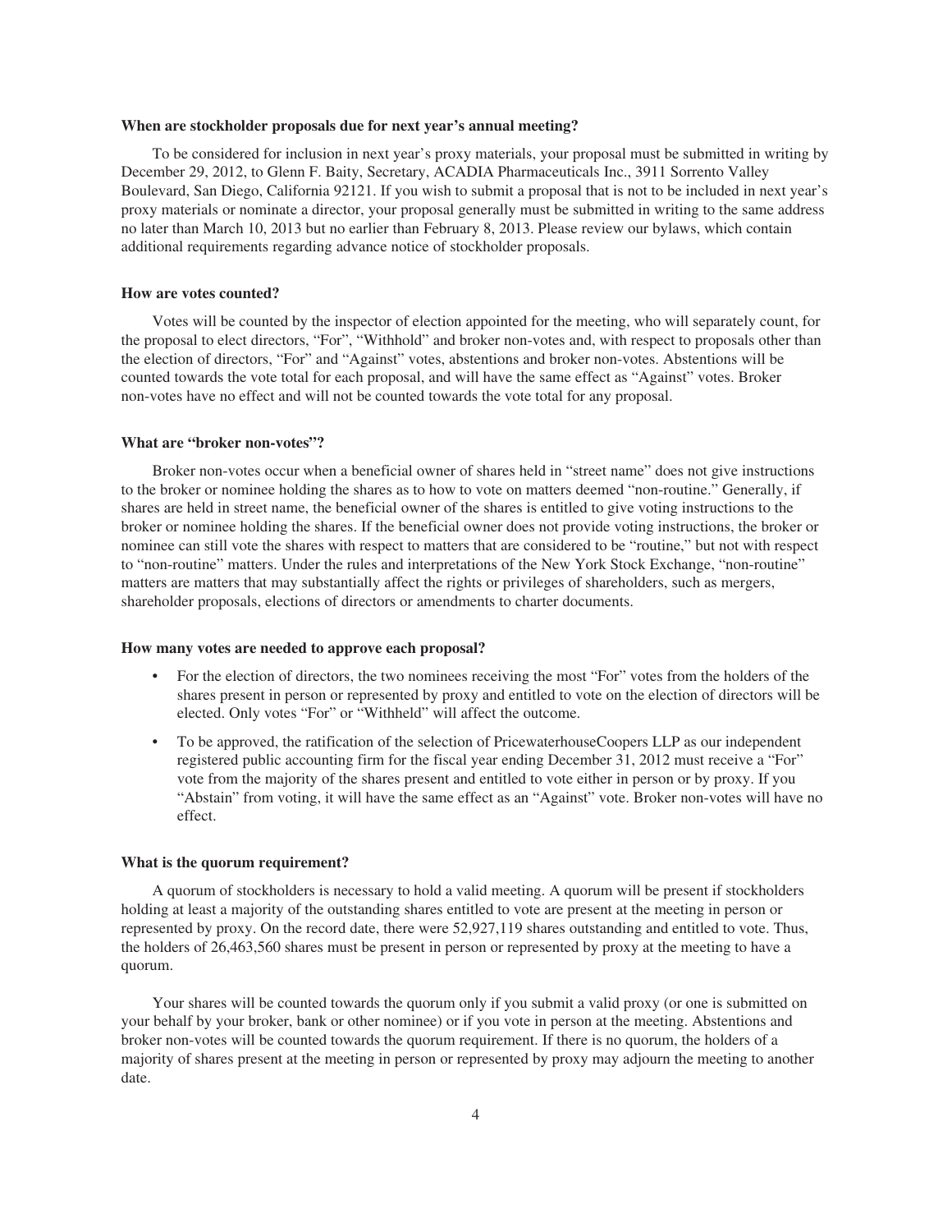**When are stockholder proposals due for next year's annual meeting?**

To be considered for inclusion in next year's proxy materials, your proposal must be submitted in writing by December 29, 2012, to Glenn F. Baity, Secretary, ACADIA Pharmaceuticals Inc., 3911 Sorrento Valley Boulevard, San Diego, California 92121. If you wish to submit a proposal that is not to be included in next year's proxy materials or nominate a director, your proposal generally must be submitted in writing to the same address no later than March 10, 2013 but no earlier than February 8, 2013. Please review our bylaws, which contain additional requirements regarding advance notice of stockholder proposals.

**How are votes counted?**

Votes will be counted by the inspector of election appointed for the meeting, who will separately count, for the proposal to elect directors, "For", "Withhold" and broker non-votes and, with respect to proposals other than the election of directors, "For" and "Against" votes, abstentions and broker non-votes. Abstentions will be counted towards the vote total for each proposal, and will have the same effect as "Against" votes. Broker non-votes have no effect and will not be counted towards the vote total for any proposal.

**What are "broker non-votes"?**

Broker non-votes occur when a beneficial owner of shares held in "street name" does not give instructions to the broker or nominee holding the shares as to how to vote on matters deemed "non-routine." Generally, if shares are held in street name, the beneficial owner of the shares is entitled to give voting instructions to the broker or nominee holding the shares. If the beneficial owner does not provide voting instructions, the broker or nominee can still vote the shares with respect to matters that are considered to be "routine," but not with respect to "non-routine" matters. Under the rules and interpretations of the New York Stock Exchange, "non-routine" matters are matters that may substantially affect the rights or privileges of shareholders, such as mergers, shareholder proposals, elections of directors or amendments to charter documents.

**How many votes are needed to approve each proposal?**

- For the election of directors, the two nominees receiving the most "For" votes from the holders of the shares present in person or represented by proxy and entitled to vote on the election of directors will be elected. Only votes "For" or "Withheld" will affect the outcome.
- To be approved, the ratification of the selection of PricewaterhouseCoopers LLP as our independent registered public accounting firm for the fiscal year ending December 31, 2012 must receive a "For" vote from the majority of the shares present and entitled to vote either in person or by proxy. If you "Abstain" from voting, it will have the same effect as an "Against" vote. Broker non-votes will have no effect.

**What is the quorum requirement?**

A quorum of stockholders is necessary to hold a valid meeting. A quorum will be present if stockholders holding at least a majority of the outstanding shares entitled to vote are present at the meeting in person or represented by proxy. On the record date, there were 52,927,119 shares outstanding and entitled to vote. Thus, the holders of 26,463,560 shares must be present in person or represented by proxy at the meeting to have a quorum.

Your shares will be counted towards the quorum only if you submit a valid proxy (or one is submitted on your behalf by your broker, bank or other nominee) or if you vote in person at the meeting. Abstentions and broker non-votes will be counted towards the quorum requirement. If there is no quorum, the holders of a majority of shares present at the meeting in person or represented by proxy may adjourn the meeting to another date.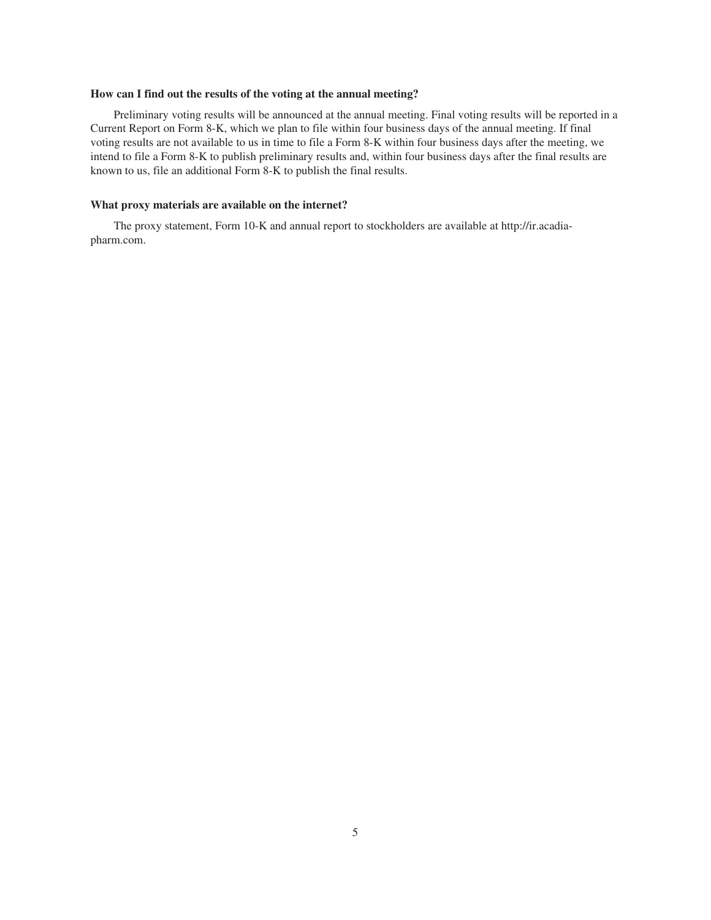**How can I find out the results of the voting at the annual meeting?**

Preliminary voting results will be announced at the annual meeting. Final voting results will be reported in a Current Report on Form 8-K, which we plan to file within four business days of the annual meeting. If final voting results are not available to us in time to file a Form 8-K within four business days after the meeting, we intend to file a Form 8-K to publish preliminary results and, within four business days after the final results are known to us, file an additional Form 8-K to publish the final results.

**What proxy materials are available on the internet?**

The proxy statement, Form 10-K and annual report to stockholders are available at http://ir.acadia-pharm.com.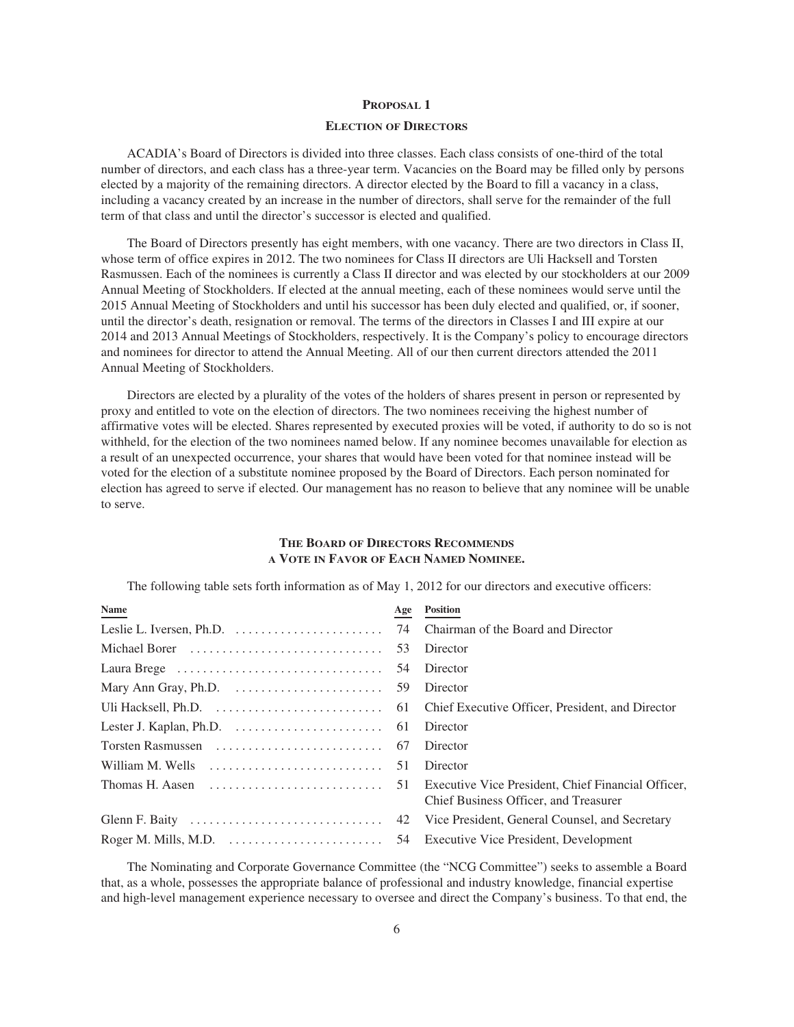## Proposal 1

### Election of Directors

ACADIA's Board of Directors is divided into three classes. Each class consists of one-third of the total number of directors, and each class has a three-year term. Vacancies on the Board may be filled only by persons elected by a majority of the remaining directors. A director elected by the Board to fill a vacancy in a class, including a vacancy created by an increase in the number of directors, shall serve for the remainder of the full term of that class and until the director's successor is elected and qualified.

The Board of Directors presently has eight members, with one vacancy. There are two directors in Class II, whose term of office expires in 2012. The two nominees for Class II directors are Uli Hacksell and Torsten Rasmussen. Each of the nominees is currently a Class II director and was elected by our stockholders at our 2009 Annual Meeting of Stockholders. If elected at the annual meeting, each of these nominees would serve until the 2015 Annual Meeting of Stockholders and until his successor has been duly elected and qualified, or, if sooner, until the director's death, resignation or removal. The terms of the directors in Classes I and III expire at our 2014 and 2013 Annual Meetings of Stockholders, respectively. It is the Company's policy to encourage directors and nominees for director to attend the Annual Meeting. All of our then current directors attended the 2011 Annual Meeting of Stockholders.

Directors are elected by a plurality of the votes of the holders of shares present in person or represented by proxy and entitled to vote on the election of directors. The two nominees receiving the highest number of affirmative votes will be elected. Shares represented by executed proxies will be voted, if authority to do so is not withheld, for the election of the two nominees named below. If any nominee becomes unavailable for election as a result of an unexpected occurrence, your shares that would have been voted for that nominee instead will be voted for the election of a substitute nominee proposed by the Board of Directors. Each person nominated for election has agreed to serve if elected. Our management has no reason to believe that any nominee will be unable to serve.

**The Board of Directors Recommends a Vote in Favor of Each Named Nominee.**

The following table sets forth information as of May 1, 2012 for our directors and executive officers:

| Name | Age | Position |
|---|---|---|
| Leslie L. Iversen, Ph.D. | 74 | Chairman of the Board and Director |
| Michael Borer | 53 | Director |
| Laura Brege | 54 | Director |
| Mary Ann Gray, Ph.D. | 59 | Director |
| Uli Hacksell, Ph.D. | 61 | Chief Executive Officer, President, and Director |
| Lester J. Kaplan, Ph.D. | 61 | Director |
| Torsten Rasmussen | 67 | Director |
| William M. Wells | 51 | Director |
| Thomas H. Aasen | 51 | Executive Vice President, Chief Financial Officer, Chief Business Officer, and Treasurer |
| Glenn F. Baity | 42 | Vice President, General Counsel, and Secretary |
| Roger M. Mills, M.D. | 54 | Executive Vice President, Development |

The Nominating and Corporate Governance Committee (the "NCG Committee") seeks to assemble a Board that, as a whole, possesses the appropriate balance of professional and industry knowledge, financial expertise and high-level management experience necessary to oversee and direct the Company's business. To that end, the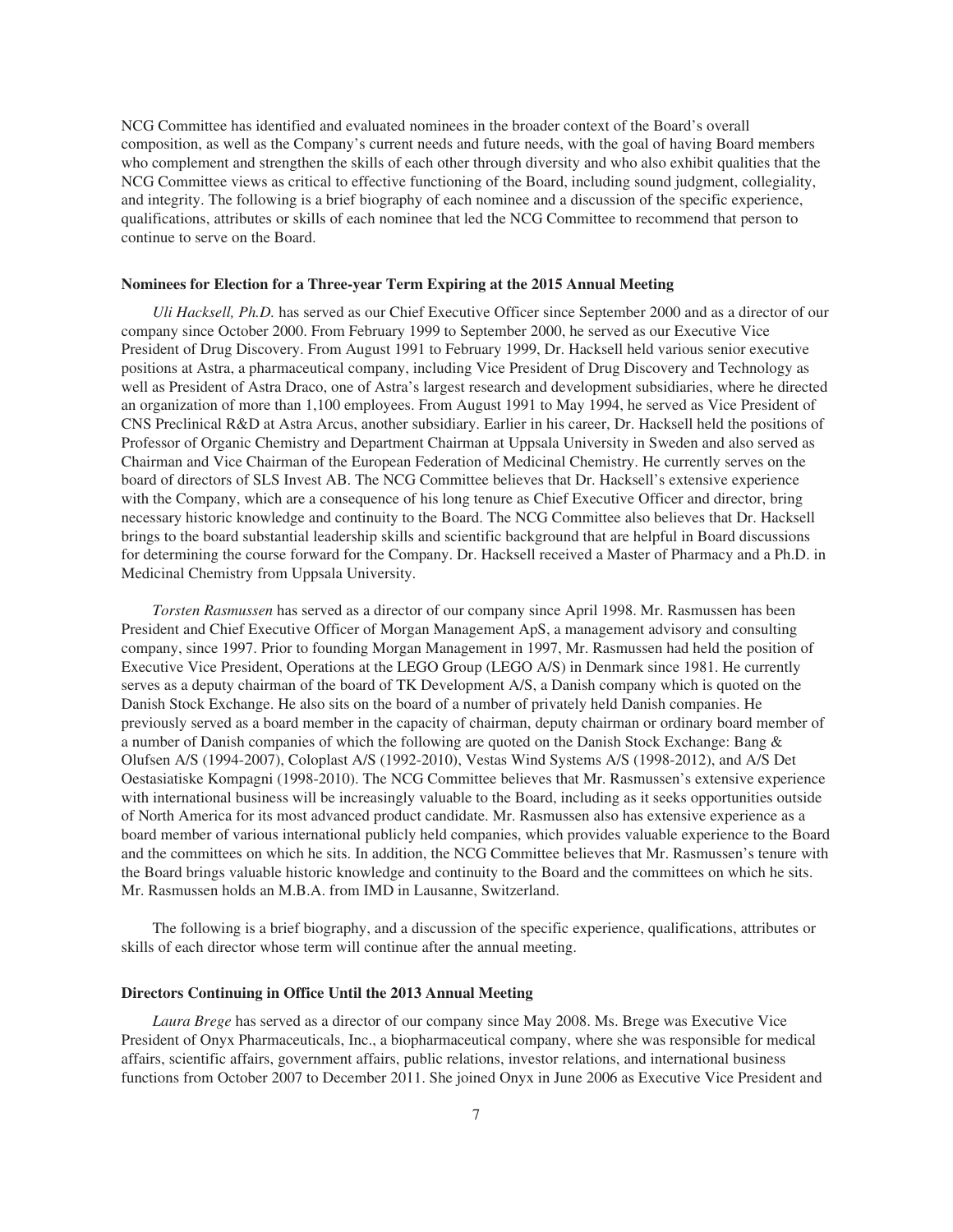NCG Committee has identified and evaluated nominees in the broader context of the Board's overall composition, as well as the Company's current needs and future needs, with the goal of having Board members who complement and strengthen the skills of each other through diversity and who also exhibit qualities that the NCG Committee views as critical to effective functioning of the Board, including sound judgment, collegiality, and integrity. The following is a brief biography of each nominee and a discussion of the specific experience, qualifications, attributes or skills of each nominee that led the NCG Committee to recommend that person to continue to serve on the Board.

**Nominees for Election for a Three-year Term Expiring at the 2015 Annual Meeting**

*Uli Hacksell, Ph.D.* has served as our Chief Executive Officer since September 2000 and as a director of our company since October 2000. From February 1999 to September 2000, he served as our Executive Vice President of Drug Discovery. From August 1991 to February 1999, Dr. Hacksell held various senior executive positions at Astra, a pharmaceutical company, including Vice President of Drug Discovery and Technology as well as President of Astra Draco, one of Astra's largest research and development subsidiaries, where he directed an organization of more than 1,100 employees. From August 1991 to May 1994, he served as Vice President of CNS Preclinical R&D at Astra Arcus, another subsidiary. Earlier in his career, Dr. Hacksell held the positions of Professor of Organic Chemistry and Department Chairman at Uppsala University in Sweden and also served as Chairman and Vice Chairman of the European Federation of Medicinal Chemistry. He currently serves on the board of directors of SLS Invest AB. The NCG Committee believes that Dr. Hacksell's extensive experience with the Company, which are a consequence of his long tenure as Chief Executive Officer and director, bring necessary historic knowledge and continuity to the Board. The NCG Committee also believes that Dr. Hacksell brings to the board substantial leadership skills and scientific background that are helpful in Board discussions for determining the course forward for the Company. Dr. Hacksell received a Master of Pharmacy and a Ph.D. in Medicinal Chemistry from Uppsala University.

*Torsten Rasmussen* has served as a director of our company since April 1998. Mr. Rasmussen has been President and Chief Executive Officer of Morgan Management ApS, a management advisory and consulting company, since 1997. Prior to founding Morgan Management in 1997, Mr. Rasmussen had held the position of Executive Vice President, Operations at the LEGO Group (LEGO A/S) in Denmark since 1981. He currently serves as a deputy chairman of the board of TK Development A/S, a Danish company which is quoted on the Danish Stock Exchange. He also sits on the board of a number of privately held Danish companies. He previously served as a board member in the capacity of chairman, deputy chairman or ordinary board member of a number of Danish companies of which the following are quoted on the Danish Stock Exchange: Bang & Olufsen A/S (1994-2007), Coloplast A/S (1992-2010), Vestas Wind Systems A/S (1998-2012), and A/S Det Oestasiatiske Kompagni (1998-2010). The NCG Committee believes that Mr. Rasmussen's extensive experience with international business will be increasingly valuable to the Board, including as it seeks opportunities outside of North America for its most advanced product candidate. Mr. Rasmussen also has extensive experience as a board member of various international publicly held companies, which provides valuable experience to the Board and the committees on which he sits. In addition, the NCG Committee believes that Mr. Rasmussen's tenure with the Board brings valuable historic knowledge and continuity to the Board and the committees on which he sits. Mr. Rasmussen holds an M.B.A. from IMD in Lausanne, Switzerland.

The following is a brief biography, and a discussion of the specific experience, qualifications, attributes or skills of each director whose term will continue after the annual meeting.

**Directors Continuing in Office Until the 2013 Annual Meeting**

*Laura Brege* has served as a director of our company since May 2008. Ms. Brege was Executive Vice President of Onyx Pharmaceuticals, Inc., a biopharmaceutical company, where she was responsible for medical affairs, scientific affairs, government affairs, public relations, investor relations, and international business functions from October 2007 to December 2011. She joined Onyx in June 2006 as Executive Vice President and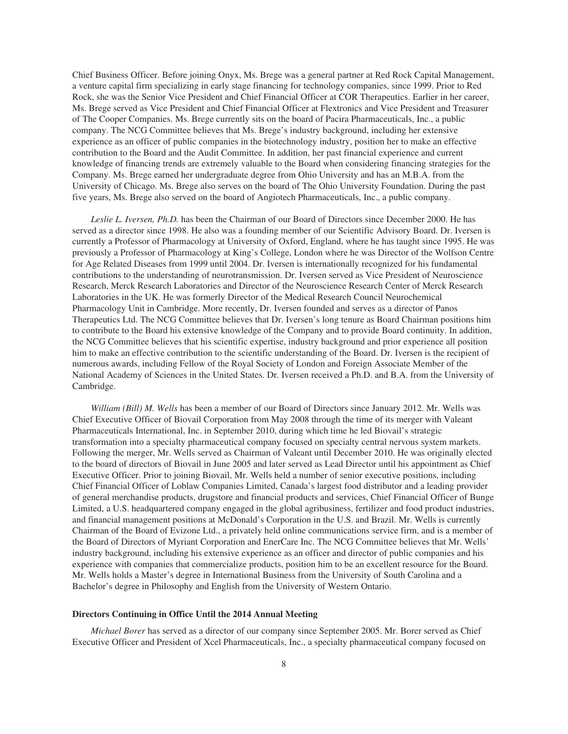Chief Business Officer. Before joining Onyx, Ms. Brege was a general partner at Red Rock Capital Management, a venture capital firm specializing in early stage financing for technology companies, since 1999. Prior to Red Rock, she was the Senior Vice President and Chief Financial Officer at COR Therapeutics. Earlier in her career, Ms. Brege served as Vice President and Chief Financial Officer at Flextronics and Vice President and Treasurer of The Cooper Companies. Ms. Brege currently sits on the board of Pacira Pharmaceuticals, Inc., a public company. The NCG Committee believes that Ms. Brege's industry background, including her extensive experience as an officer of public companies in the biotechnology industry, position her to make an effective contribution to the Board and the Audit Committee. In addition, her past financial experience and current knowledge of financing trends are extremely valuable to the Board when considering financing strategies for the Company. Ms. Brege earned her undergraduate degree from Ohio University and has an M.B.A. from the University of Chicago. Ms. Brege also serves on the board of The Ohio University Foundation. During the past five years, Ms. Brege also served on the board of Angiotech Pharmaceuticals, Inc., a public company.

*Leslie L. Iversen, Ph.D.* has been the Chairman of our Board of Directors since December 2000. He has served as a director since 1998. He also was a founding member of our Scientific Advisory Board. Dr. Iversen is currently a Professor of Pharmacology at University of Oxford, England, where he has taught since 1995. He was previously a Professor of Pharmacology at King's College, London where he was Director of the Wolfson Centre for Age Related Diseases from 1999 until 2004. Dr. Iversen is internationally recognized for his fundamental contributions to the understanding of neurotransmission. Dr. Iversen served as Vice President of Neuroscience Research, Merck Research Laboratories and Director of the Neuroscience Research Center of Merck Research Laboratories in the UK. He was formerly Director of the Medical Research Council Neurochemical Pharmacology Unit in Cambridge. More recently, Dr. Iversen founded and serves as a director of Panos Therapeutics Ltd. The NCG Committee believes that Dr. Iversen's long tenure as Board Chairman positions him to contribute to the Board his extensive knowledge of the Company and to provide Board continuity. In addition, the NCG Committee believes that his scientific expertise, industry background and prior experience all position him to make an effective contribution to the scientific understanding of the Board. Dr. Iversen is the recipient of numerous awards, including Fellow of the Royal Society of London and Foreign Associate Member of the National Academy of Sciences in the United States. Dr. Iversen received a Ph.D. and B.A. from the University of Cambridge.

*William (Bill) M. Wells* has been a member of our Board of Directors since January 2012. Mr. Wells was Chief Executive Officer of Biovail Corporation from May 2008 through the time of its merger with Valeant Pharmaceuticals International, Inc. in September 2010, during which time he led Biovail's strategic transformation into a specialty pharmaceutical company focused on specialty central nervous system markets. Following the merger, Mr. Wells served as Chairman of Valeant until December 2010. He was originally elected to the board of directors of Biovail in June 2005 and later served as Lead Director until his appointment as Chief Executive Officer. Prior to joining Biovail, Mr. Wells held a number of senior executive positions, including Chief Financial Officer of Loblaw Companies Limited, Canada's largest food distributor and a leading provider of general merchandise products, drugstore and financial products and services, Chief Financial Officer of Bunge Limited, a U.S. headquartered company engaged in the global agribusiness, fertilizer and food product industries, and financial management positions at McDonald's Corporation in the U.S. and Brazil. Mr. Wells is currently Chairman of the Board of Evizone Ltd., a privately held online communications service firm, and is a member of the Board of Directors of Myriant Corporation and EnerCare Inc. The NCG Committee believes that Mr. Wells' industry background, including his extensive experience as an officer and director of public companies and his experience with companies that commercialize products, position him to be an excellent resource for the Board. Mr. Wells holds a Master's degree in International Business from the University of South Carolina and a Bachelor's degree in Philosophy and English from the University of Western Ontario.

**Directors Continuing in Office Until the 2014 Annual Meeting**

*Michael Borer* has served as a director of our company since September 2005. Mr. Borer served as Chief Executive Officer and President of Xcel Pharmaceuticals, Inc., a specialty pharmaceutical company focused on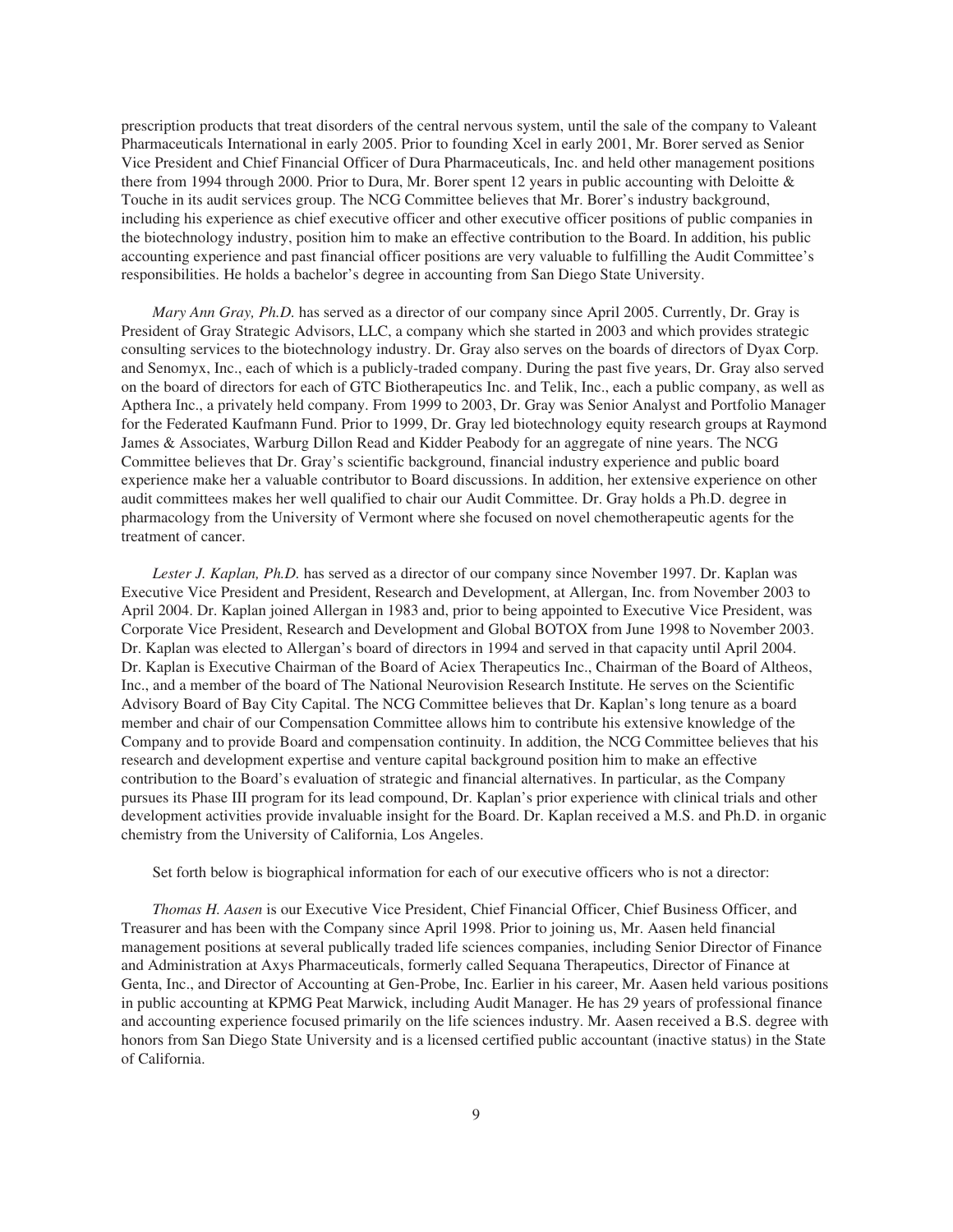prescription products that treat disorders of the central nervous system, until the sale of the company to Valeant Pharmaceuticals International in early 2005. Prior to founding Xcel in early 2001, Mr. Borer served as Senior Vice President and Chief Financial Officer of Dura Pharmaceuticals, Inc. and held other management positions there from 1994 through 2000. Prior to Dura, Mr. Borer spent 12 years in public accounting with Deloitte & Touche in its audit services group. The NCG Committee believes that Mr. Borer's industry background, including his experience as chief executive officer and other executive officer positions of public companies in the biotechnology industry, position him to make an effective contribution to the Board. In addition, his public accounting experience and past financial officer positions are very valuable to fulfilling the Audit Committee's responsibilities. He holds a bachelor's degree in accounting from San Diego State University.

*Mary Ann Gray, Ph.D.* has served as a director of our company since April 2005. Currently, Dr. Gray is President of Gray Strategic Advisors, LLC, a company which she started in 2003 and which provides strategic consulting services to the biotechnology industry. Dr. Gray also serves on the boards of directors of Dyax Corp. and Senomyx, Inc., each of which is a publicly-traded company. During the past five years, Dr. Gray also served on the board of directors for each of GTC Biotherapeutics Inc. and Telik, Inc., each a public company, as well as Apthera Inc., a privately held company. From 1999 to 2003, Dr. Gray was Senior Analyst and Portfolio Manager for the Federated Kaufmann Fund. Prior to 1999, Dr. Gray led biotechnology equity research groups at Raymond James & Associates, Warburg Dillon Read and Kidder Peabody for an aggregate of nine years. The NCG Committee believes that Dr. Gray's scientific background, financial industry experience and public board experience make her a valuable contributor to Board discussions. In addition, her extensive experience on other audit committees makes her well qualified to chair our Audit Committee. Dr. Gray holds a Ph.D. degree in pharmacology from the University of Vermont where she focused on novel chemotherapeutic agents for the treatment of cancer.

*Lester J. Kaplan, Ph.D.* has served as a director of our company since November 1997. Dr. Kaplan was Executive Vice President and President, Research and Development, at Allergan, Inc. from November 2003 to April 2004. Dr. Kaplan joined Allergan in 1983 and, prior to being appointed to Executive Vice President, was Corporate Vice President, Research and Development and Global BOTOX from June 1998 to November 2003. Dr. Kaplan was elected to Allergan's board of directors in 1994 and served in that capacity until April 2004. Dr. Kaplan is Executive Chairman of the Board of Aciex Therapeutics Inc., Chairman of the Board of Altheos, Inc., and a member of the board of The National Neurovision Research Institute. He serves on the Scientific Advisory Board of Bay City Capital. The NCG Committee believes that Dr. Kaplan's long tenure as a board member and chair of our Compensation Committee allows him to contribute his extensive knowledge of the Company and to provide Board and compensation continuity. In addition, the NCG Committee believes that his research and development expertise and venture capital background position him to make an effective contribution to the Board's evaluation of strategic and financial alternatives. In particular, as the Company pursues its Phase III program for its lead compound, Dr. Kaplan's prior experience with clinical trials and other development activities provide invaluable insight for the Board. Dr. Kaplan received a M.S. and Ph.D. in organic chemistry from the University of California, Los Angeles.

Set forth below is biographical information for each of our executive officers who is not a director:

*Thomas H. Aasen* is our Executive Vice President, Chief Financial Officer, Chief Business Officer, and Treasurer and has been with the Company since April 1998. Prior to joining us, Mr. Aasen held financial management positions at several publically traded life sciences companies, including Senior Director of Finance and Administration at Axys Pharmaceuticals, formerly called Sequana Therapeutics, Director of Finance at Genta, Inc., and Director of Accounting at Gen-Probe, Inc. Earlier in his career, Mr. Aasen held various positions in public accounting at KPMG Peat Marwick, including Audit Manager. He has 29 years of professional finance and accounting experience focused primarily on the life sciences industry. Mr. Aasen received a B.S. degree with honors from San Diego State University and is a licensed certified public accountant (inactive status) in the State of California.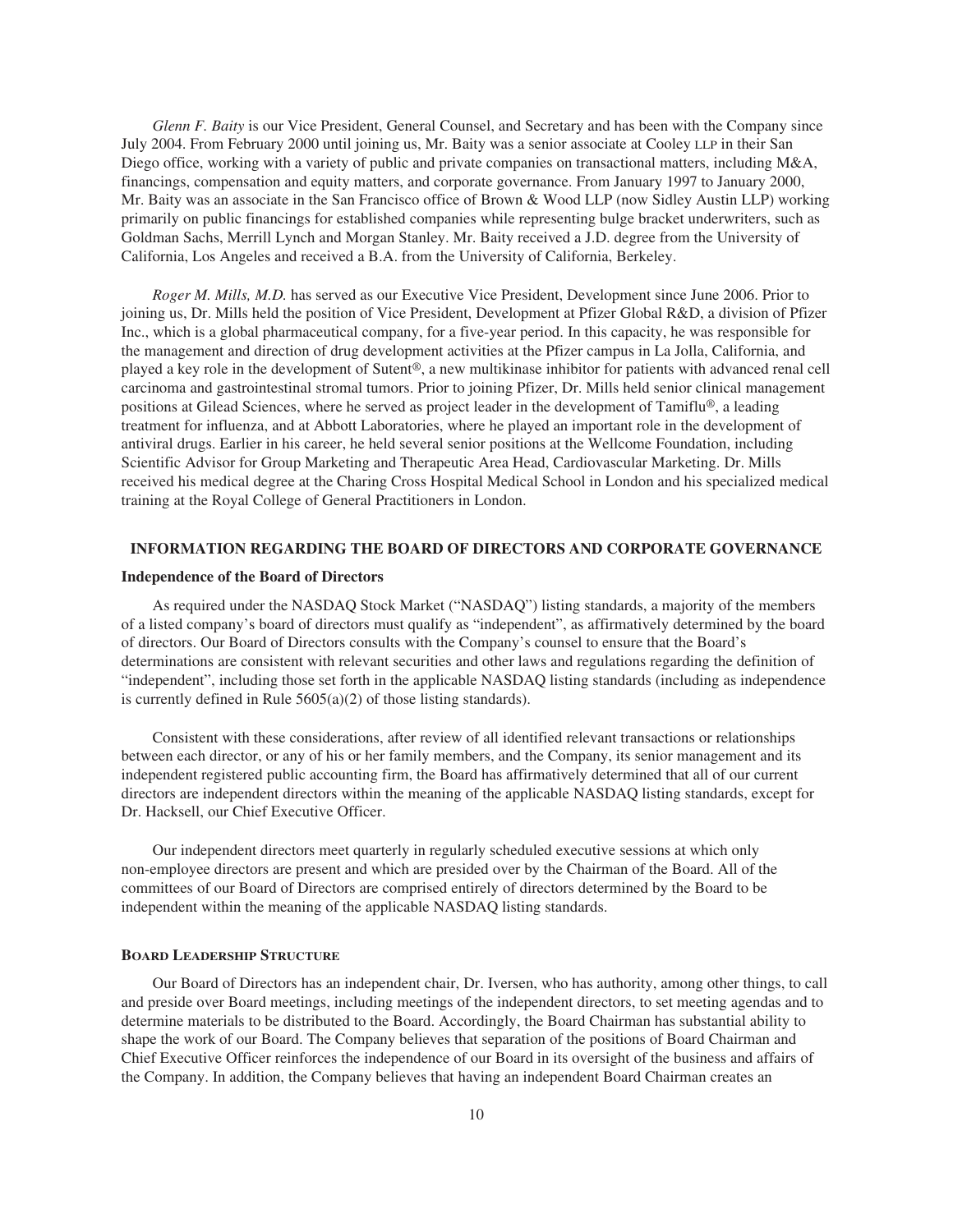*Glenn F. Baity* is our Vice President, General Counsel, and Secretary and has been with the Company since July 2004. From February 2000 until joining us, Mr. Baity was a senior associate at Cooley LLP in their San Diego office, working with a variety of public and private companies on transactional matters, including M&A, financings, compensation and equity matters, and corporate governance. From January 1997 to January 2000, Mr. Baity was an associate in the San Francisco office of Brown & Wood LLP (now Sidley Austin LLP) working primarily on public financings for established companies while representing bulge bracket underwriters, such as Goldman Sachs, Merrill Lynch and Morgan Stanley. Mr. Baity received a J.D. degree from the University of California, Los Angeles and received a B.A. from the University of California, Berkeley.

*Roger M. Mills, M.D.* has served as our Executive Vice President, Development since June 2006. Prior to joining us, Dr. Mills held the position of Vice President, Development at Pfizer Global R&D, a division of Pfizer Inc., which is a global pharmaceutical company, for a five-year period. In this capacity, he was responsible for the management and direction of drug development activities at the Pfizer campus in La Jolla, California, and played a key role in the development of Sutent®, a new multikinase inhibitor for patients with advanced renal cell carcinoma and gastrointestinal stromal tumors. Prior to joining Pfizer, Dr. Mills held senior clinical management positions at Gilead Sciences, where he served as project leader in the development of Tamiflu®, a leading treatment for influenza, and at Abbott Laboratories, where he played an important role in the development of antiviral drugs. Earlier in his career, he held several senior positions at the Wellcome Foundation, including Scientific Advisor for Group Marketing and Therapeutic Area Head, Cardiovascular Marketing. Dr. Mills received his medical degree at the Charing Cross Hospital Medical School in London and his specialized medical training at the Royal College of General Practitioners in London.

## INFORMATION REGARDING THE BOARD OF DIRECTORS AND CORPORATE GOVERNANCE

### Independence of the Board of Directors

As required under the NASDAQ Stock Market ("NASDAQ") listing standards, a majority of the members of a listed company's board of directors must qualify as "independent", as affirmatively determined by the board of directors. Our Board of Directors consults with the Company's counsel to ensure that the Board's determinations are consistent with relevant securities and other laws and regulations regarding the definition of "independent", including those set forth in the applicable NASDAQ listing standards (including as independence is currently defined in Rule 5605(a)(2) of those listing standards).

Consistent with these considerations, after review of all identified relevant transactions or relationships between each director, or any of his or her family members, and the Company, its senior management and its independent registered public accounting firm, the Board has affirmatively determined that all of our current directors are independent directors within the meaning of the applicable NASDAQ listing standards, except for Dr. Hacksell, our Chief Executive Officer.

Our independent directors meet quarterly in regularly scheduled executive sessions at which only non-employee directors are present and which are presided over by the Chairman of the Board. All of the committees of our Board of Directors are comprised entirely of directors determined by the Board to be independent within the meaning of the applicable NASDAQ listing standards.

### Board Leadership Structure

Our Board of Directors has an independent chair, Dr. Iversen, who has authority, among other things, to call and preside over Board meetings, including meetings of the independent directors, to set meeting agendas and to determine materials to be distributed to the Board. Accordingly, the Board Chairman has substantial ability to shape the work of our Board. The Company believes that separation of the positions of Board Chairman and Chief Executive Officer reinforces the independence of our Board in its oversight of the business and affairs of the Company. In addition, the Company believes that having an independent Board Chairman creates an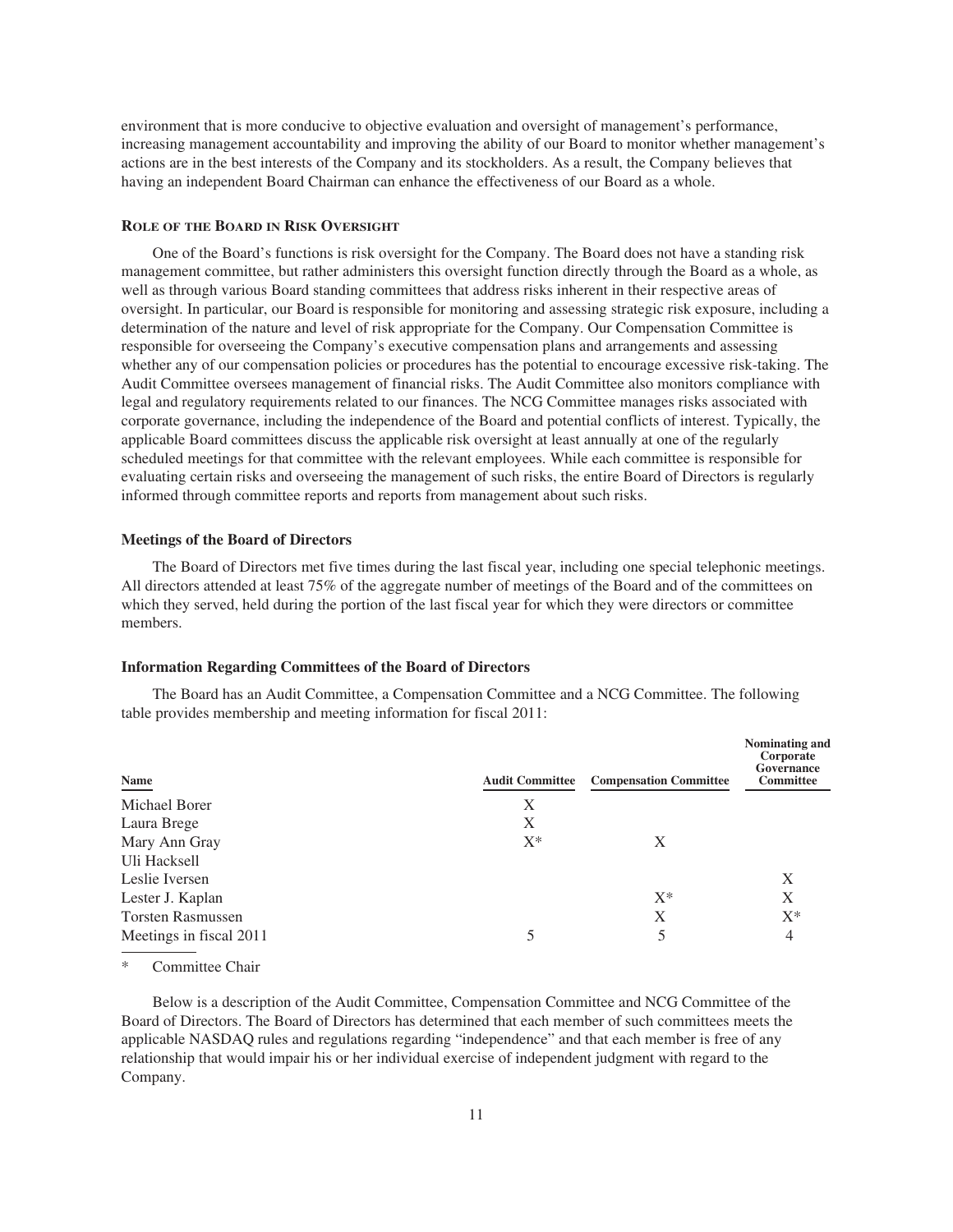environment that is more conducive to objective evaluation and oversight of management's performance, increasing management accountability and improving the ability of our Board to monitor whether management's actions are in the best interests of the Company and its stockholders. As a result, the Company believes that having an independent Board Chairman can enhance the effectiveness of our Board as a whole.

### ROLE OF THE BOARD IN RISK OVERSIGHT

One of the Board's functions is risk oversight for the Company. The Board does not have a standing risk management committee, but rather administers this oversight function directly through the Board as a whole, as well as through various Board standing committees that address risks inherent in their respective areas of oversight. In particular, our Board is responsible for monitoring and assessing strategic risk exposure, including a determination of the nature and level of risk appropriate for the Company. Our Compensation Committee is responsible for overseeing the Company's executive compensation plans and arrangements and assessing whether any of our compensation policies or procedures has the potential to encourage excessive risk-taking. The Audit Committee oversees management of financial risks. The Audit Committee also monitors compliance with legal and regulatory requirements related to our finances. The NCG Committee manages risks associated with corporate governance, including the independence of the Board and potential conflicts of interest. Typically, the applicable Board committees discuss the applicable risk oversight at least annually at one of the regularly scheduled meetings for that committee with the relevant employees. While each committee is responsible for evaluating certain risks and overseeing the management of such risks, the entire Board of Directors is regularly informed through committee reports and reports from management about such risks.

### Meetings of the Board of Directors

The Board of Directors met five times during the last fiscal year, including one special telephonic meetings. All directors attended at least 75% of the aggregate number of meetings of the Board and of the committees on which they served, held during the portion of the last fiscal year for which they were directors or committee members.

### Information Regarding Committees of the Board of Directors

The Board has an Audit Committee, a Compensation Committee and a NCG Committee. The following table provides membership and meeting information for fiscal 2011:

| Name | Audit Committee | Compensation Committee | Nominating and Corporate Governance Committee |
|---|---|---|---|
| Michael Borer | X | | |
| Laura Brege | X | | |
| Mary Ann Gray | X* | X | |
| Uli Hacksell | | | |
| Leslie Iversen | | | X |
| Lester J. Kaplan | | X* | X |
| Torsten Rasmussen | | X | X* |
| Meetings in fiscal 2011 | 5 | 5 | 4 |

\* Committee Chair

Below is a description of the Audit Committee, Compensation Committee and NCG Committee of the Board of Directors. The Board of Directors has determined that each member of such committees meets the applicable NASDAQ rules and regulations regarding "independence" and that each member is free of any relationship that would impair his or her individual exercise of independent judgment with regard to the Company.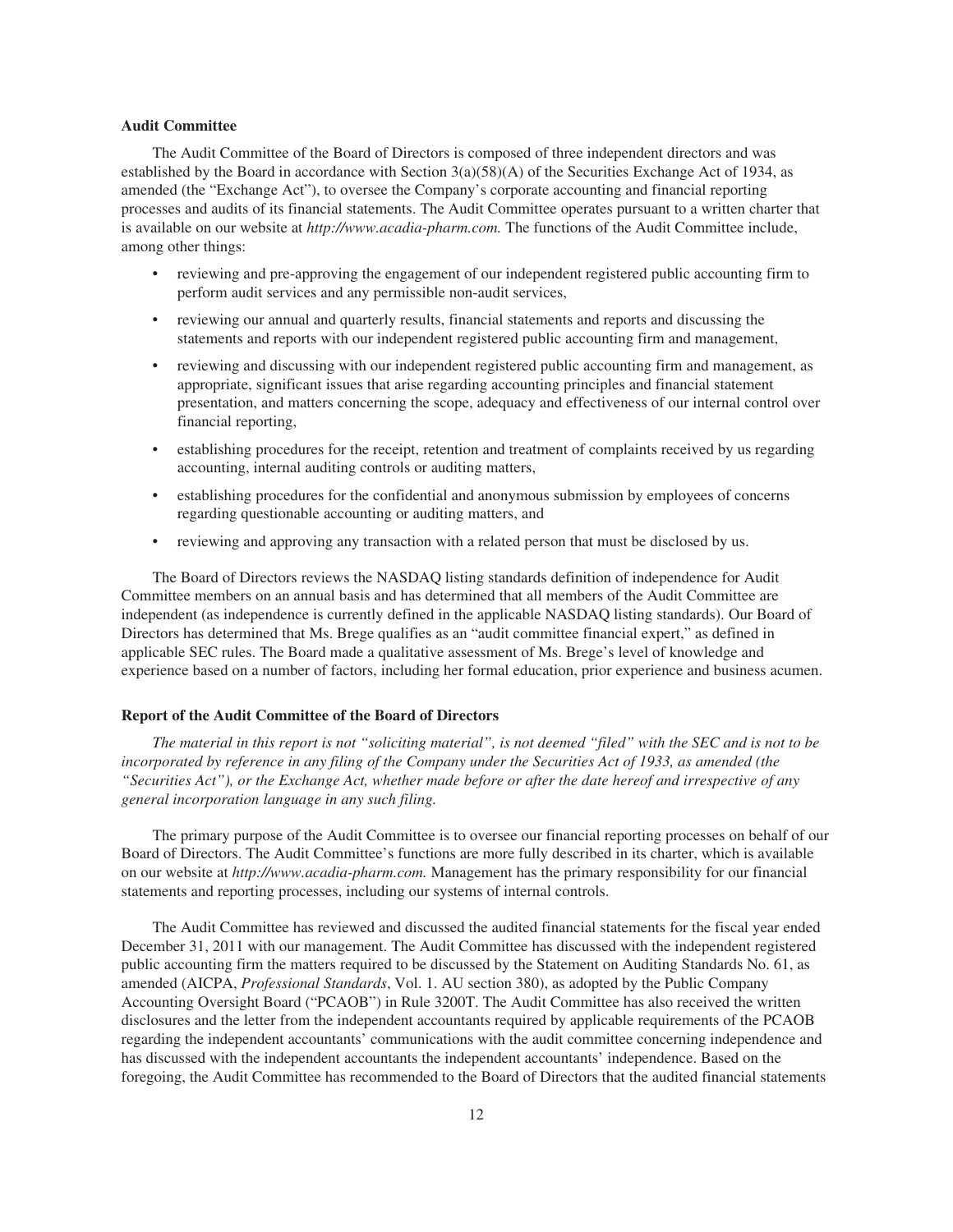### Audit Committee

The Audit Committee of the Board of Directors is composed of three independent directors and was established by the Board in accordance with Section 3(a)(58)(A) of the Securities Exchange Act of 1934, as amended (the "Exchange Act"), to oversee the Company's corporate accounting and financial reporting processes and audits of its financial statements. The Audit Committee operates pursuant to a written charter that is available on our website at *http://www.acadia-pharm.com.* The functions of the Audit Committee include, among other things:

- reviewing and pre-approving the engagement of our independent registered public accounting firm to perform audit services and any permissible non-audit services,
- reviewing our annual and quarterly results, financial statements and reports and discussing the statements and reports with our independent registered public accounting firm and management,
- reviewing and discussing with our independent registered public accounting firm and management, as appropriate, significant issues that arise regarding accounting principles and financial statement presentation, and matters concerning the scope, adequacy and effectiveness of our internal control over financial reporting,
- establishing procedures for the receipt, retention and treatment of complaints received by us regarding accounting, internal auditing controls or auditing matters,
- establishing procedures for the confidential and anonymous submission by employees of concerns regarding questionable accounting or auditing matters, and
- reviewing and approving any transaction with a related person that must be disclosed by us.

The Board of Directors reviews the NASDAQ listing standards definition of independence for Audit Committee members on an annual basis and has determined that all members of the Audit Committee are independent (as independence is currently defined in the applicable NASDAQ listing standards). Our Board of Directors has determined that Ms. Brege qualifies as an "audit committee financial expert," as defined in applicable SEC rules. The Board made a qualitative assessment of Ms. Brege's level of knowledge and experience based on a number of factors, including her formal education, prior experience and business acumen.

### Report of the Audit Committee of the Board of Directors

*The material in this report is not "soliciting material", is not deemed "filed" with the SEC and is not to be incorporated by reference in any filing of the Company under the Securities Act of 1933, as amended (the "Securities Act"), or the Exchange Act, whether made before or after the date hereof and irrespective of any general incorporation language in any such filing.*

The primary purpose of the Audit Committee is to oversee our financial reporting processes on behalf of our Board of Directors. The Audit Committee's functions are more fully described in its charter, which is available on our website at *http://www.acadia-pharm.com.* Management has the primary responsibility for our financial statements and reporting processes, including our systems of internal controls.

The Audit Committee has reviewed and discussed the audited financial statements for the fiscal year ended December 31, 2011 with our management. The Audit Committee has discussed with the independent registered public accounting firm the matters required to be discussed by the Statement on Auditing Standards No. 61, as amended (AICPA, *Professional Standards*, Vol. 1. AU section 380), as adopted by the Public Company Accounting Oversight Board ("PCAOB") in Rule 3200T. The Audit Committee has also received the written disclosures and the letter from the independent accountants required by applicable requirements of the PCAOB regarding the independent accountants' communications with the audit committee concerning independence and has discussed with the independent accountants the independent accountants' independence. Based on the foregoing, the Audit Committee has recommended to the Board of Directors that the audited financial statements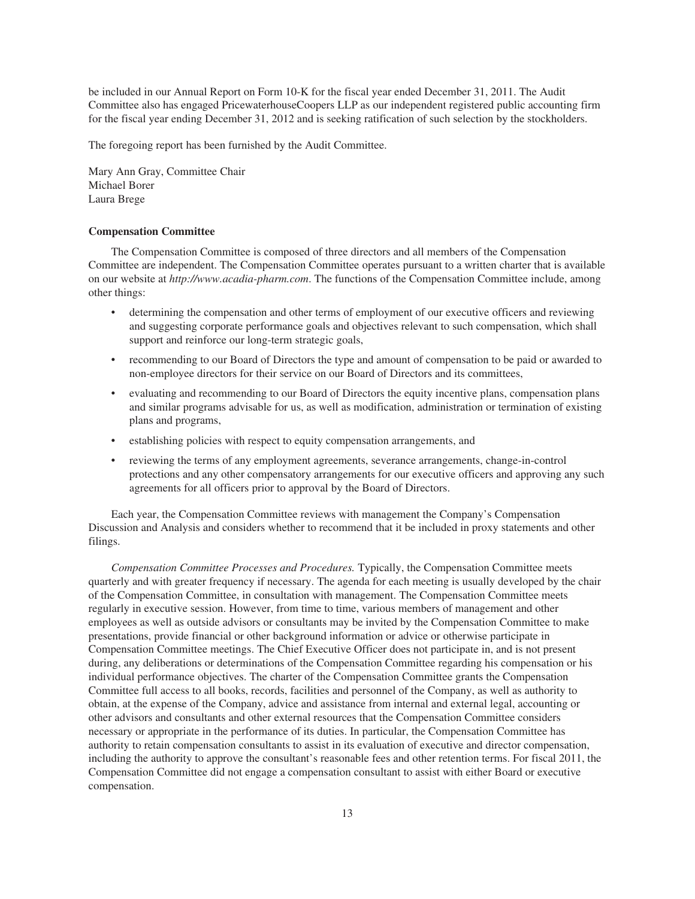be included in our Annual Report on Form 10-K for the fiscal year ended December 31, 2011. The Audit Committee also has engaged PricewaterhouseCoopers LLP as our independent registered public accounting firm for the fiscal year ending December 31, 2012 and is seeking ratification of such selection by the stockholders.

The foregoing report has been furnished by the Audit Committee.

Mary Ann Gray, Committee Chair
Michael Borer
Laura Brege

**Compensation Committee**

The Compensation Committee is composed of three directors and all members of the Compensation Committee are independent. The Compensation Committee operates pursuant to a written charter that is available on our website at *http://www.acadia-pharm.com*. The functions of the Compensation Committee include, among other things:

- determining the compensation and other terms of employment of our executive officers and reviewing and suggesting corporate performance goals and objectives relevant to such compensation, which shall support and reinforce our long-term strategic goals,
- recommending to our Board of Directors the type and amount of compensation to be paid or awarded to non-employee directors for their service on our Board of Directors and its committees,
- evaluating and recommending to our Board of Directors the equity incentive plans, compensation plans and similar programs advisable for us, as well as modification, administration or termination of existing plans and programs,
- establishing policies with respect to equity compensation arrangements, and
- reviewing the terms of any employment agreements, severance arrangements, change-in-control protections and any other compensatory arrangements for our executive officers and approving any such agreements for all officers prior to approval by the Board of Directors.

Each year, the Compensation Committee reviews with management the Company's Compensation Discussion and Analysis and considers whether to recommend that it be included in proxy statements and other filings.

*Compensation Committee Processes and Procedures.* Typically, the Compensation Committee meets quarterly and with greater frequency if necessary. The agenda for each meeting is usually developed by the chair of the Compensation Committee, in consultation with management. The Compensation Committee meets regularly in executive session. However, from time to time, various members of management and other employees as well as outside advisors or consultants may be invited by the Compensation Committee to make presentations, provide financial or other background information or advice or otherwise participate in Compensation Committee meetings. The Chief Executive Officer does not participate in, and is not present during, any deliberations or determinations of the Compensation Committee regarding his compensation or his individual performance objectives. The charter of the Compensation Committee grants the Compensation Committee full access to all books, records, facilities and personnel of the Company, as well as authority to obtain, at the expense of the Company, advice and assistance from internal and external legal, accounting or other advisors and consultants and other external resources that the Compensation Committee considers necessary or appropriate in the performance of its duties. In particular, the Compensation Committee has authority to retain compensation consultants to assist in its evaluation of executive and director compensation, including the authority to approve the consultant's reasonable fees and other retention terms. For fiscal 2011, the Compensation Committee did not engage a compensation consultant to assist with either Board or executive compensation.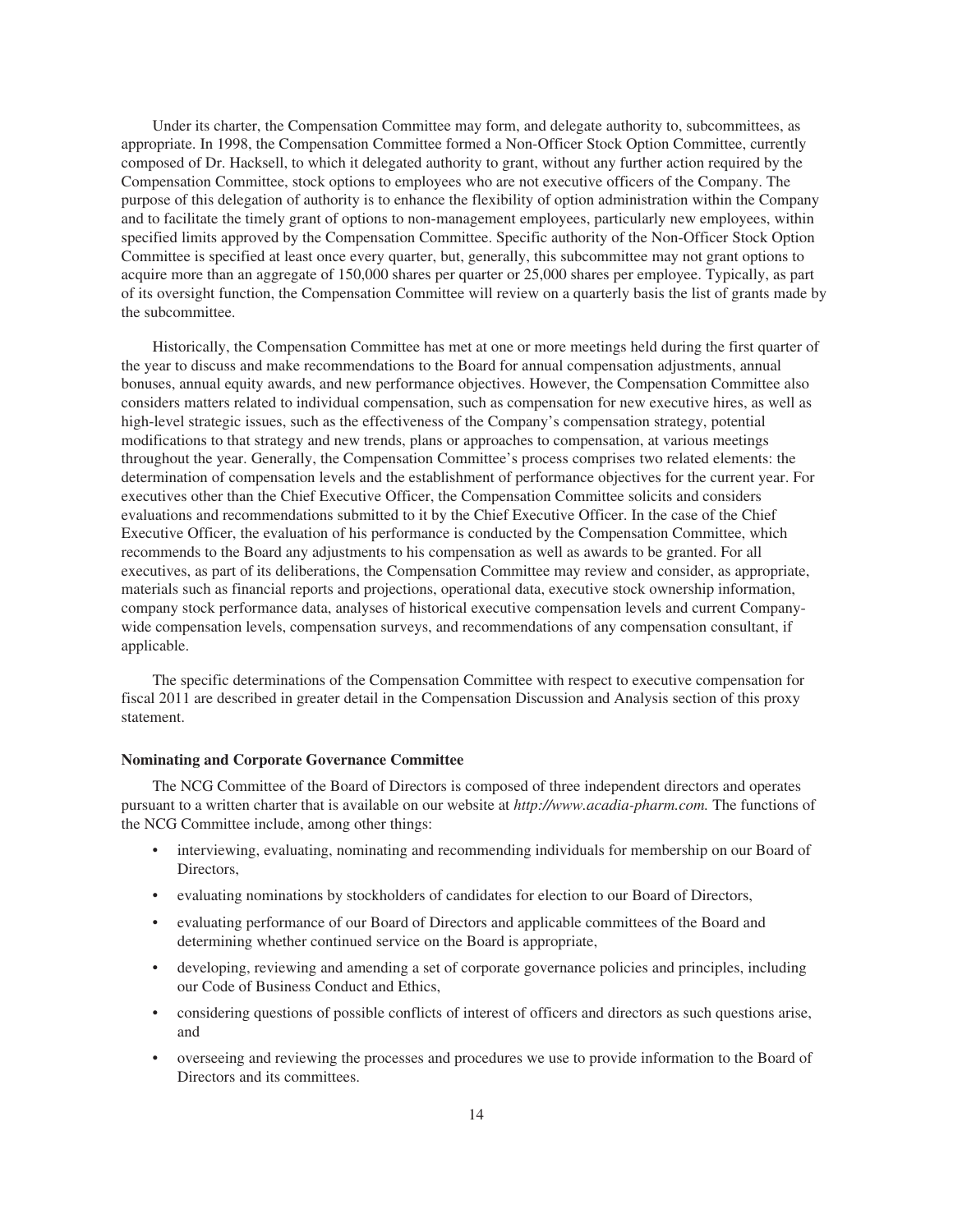Under its charter, the Compensation Committee may form, and delegate authority to, subcommittees, as appropriate. In 1998, the Compensation Committee formed a Non-Officer Stock Option Committee, currently composed of Dr. Hacksell, to which it delegated authority to grant, without any further action required by the Compensation Committee, stock options to employees who are not executive officers of the Company. The purpose of this delegation of authority is to enhance the flexibility of option administration within the Company and to facilitate the timely grant of options to non-management employees, particularly new employees, within specified limits approved by the Compensation Committee. Specific authority of the Non-Officer Stock Option Committee is specified at least once every quarter, but, generally, this subcommittee may not grant options to acquire more than an aggregate of 150,000 shares per quarter or 25,000 shares per employee. Typically, as part of its oversight function, the Compensation Committee will review on a quarterly basis the list of grants made by the subcommittee.

Historically, the Compensation Committee has met at one or more meetings held during the first quarter of the year to discuss and make recommendations to the Board for annual compensation adjustments, annual bonuses, annual equity awards, and new performance objectives. However, the Compensation Committee also considers matters related to individual compensation, such as compensation for new executive hires, as well as high-level strategic issues, such as the effectiveness of the Company's compensation strategy, potential modifications to that strategy and new trends, plans or approaches to compensation, at various meetings throughout the year. Generally, the Compensation Committee's process comprises two related elements: the determination of compensation levels and the establishment of performance objectives for the current year. For executives other than the Chief Executive Officer, the Compensation Committee solicits and considers evaluations and recommendations submitted to it by the Chief Executive Officer. In the case of the Chief Executive Officer, the evaluation of his performance is conducted by the Compensation Committee, which recommends to the Board any adjustments to his compensation as well as awards to be granted. For all executives, as part of its deliberations, the Compensation Committee may review and consider, as appropriate, materials such as financial reports and projections, operational data, executive stock ownership information, company stock performance data, analyses of historical executive compensation levels and current Company-wide compensation levels, compensation surveys, and recommendations of any compensation consultant, if applicable.

The specific determinations of the Compensation Committee with respect to executive compensation for fiscal 2011 are described in greater detail in the Compensation Discussion and Analysis section of this proxy statement.

**Nominating and Corporate Governance Committee**

The NCG Committee of the Board of Directors is composed of three independent directors and operates pursuant to a written charter that is available on our website at *http://www.acadia-pharm.com.* The functions of the NCG Committee include, among other things:

- interviewing, evaluating, nominating and recommending individuals for membership on our Board of Directors,
- evaluating nominations by stockholders of candidates for election to our Board of Directors,
- evaluating performance of our Board of Directors and applicable committees of the Board and determining whether continued service on the Board is appropriate,
- developing, reviewing and amending a set of corporate governance policies and principles, including our Code of Business Conduct and Ethics,
- considering questions of possible conflicts of interest of officers and directors as such questions arise, and
- overseeing and reviewing the processes and procedures we use to provide information to the Board of Directors and its committees.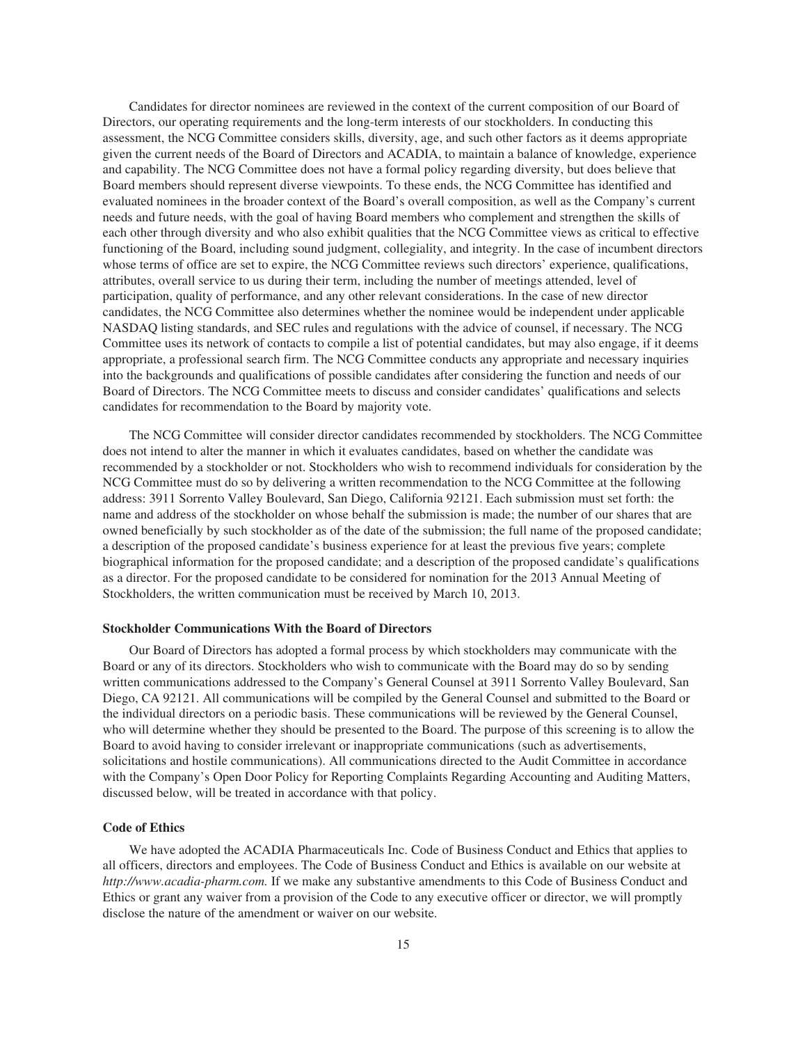Candidates for director nominees are reviewed in the context of the current composition of our Board of Directors, our operating requirements and the long-term interests of our stockholders. In conducting this assessment, the NCG Committee considers skills, diversity, age, and such other factors as it deems appropriate given the current needs of the Board of Directors and ACADIA, to maintain a balance of knowledge, experience and capability. The NCG Committee does not have a formal policy regarding diversity, but does believe that Board members should represent diverse viewpoints. To these ends, the NCG Committee has identified and evaluated nominees in the broader context of the Board's overall composition, as well as the Company's current needs and future needs, with the goal of having Board members who complement and strengthen the skills of each other through diversity and who also exhibit qualities that the NCG Committee views as critical to effective functioning of the Board, including sound judgment, collegiality, and integrity. In the case of incumbent directors whose terms of office are set to expire, the NCG Committee reviews such directors' experience, qualifications, attributes, overall service to us during their term, including the number of meetings attended, level of participation, quality of performance, and any other relevant considerations. In the case of new director candidates, the NCG Committee also determines whether the nominee would be independent under applicable NASDAQ listing standards, and SEC rules and regulations with the advice of counsel, if necessary. The NCG Committee uses its network of contacts to compile a list of potential candidates, but may also engage, if it deems appropriate, a professional search firm. The NCG Committee conducts any appropriate and necessary inquiries into the backgrounds and qualifications of possible candidates after considering the function and needs of our Board of Directors. The NCG Committee meets to discuss and consider candidates' qualifications and selects candidates for recommendation to the Board by majority vote.

The NCG Committee will consider director candidates recommended by stockholders. The NCG Committee does not intend to alter the manner in which it evaluates candidates, based on whether the candidate was recommended by a stockholder or not. Stockholders who wish to recommend individuals for consideration by the NCG Committee must do so by delivering a written recommendation to the NCG Committee at the following address: 3911 Sorrento Valley Boulevard, San Diego, California 92121. Each submission must set forth: the name and address of the stockholder on whose behalf the submission is made; the number of our shares that are owned beneficially by such stockholder as of the date of the submission; the full name of the proposed candidate; a description of the proposed candidate's business experience for at least the previous five years; complete biographical information for the proposed candidate; and a description of the proposed candidate's qualifications as a director. For the proposed candidate to be considered for nomination for the 2013 Annual Meeting of Stockholders, the written communication must be received by March 10, 2013.

### Stockholder Communications With the Board of Directors

Our Board of Directors has adopted a formal process by which stockholders may communicate with the Board or any of its directors. Stockholders who wish to communicate with the Board may do so by sending written communications addressed to the Company's General Counsel at 3911 Sorrento Valley Boulevard, San Diego, CA 92121. All communications will be compiled by the General Counsel and submitted to the Board or the individual directors on a periodic basis. These communications will be reviewed by the General Counsel, who will determine whether they should be presented to the Board. The purpose of this screening is to allow the Board to avoid having to consider irrelevant or inappropriate communications (such as advertisements, solicitations and hostile communications). All communications directed to the Audit Committee in accordance with the Company's Open Door Policy for Reporting Complaints Regarding Accounting and Auditing Matters, discussed below, will be treated in accordance with that policy.

### Code of Ethics

We have adopted the ACADIA Pharmaceuticals Inc. Code of Business Conduct and Ethics that applies to all officers, directors and employees. The Code of Business Conduct and Ethics is available on our website at *http://www.acadia-pharm.com.* If we make any substantive amendments to this Code of Business Conduct and Ethics or grant any waiver from a provision of the Code to any executive officer or director, we will promptly disclose the nature of the amendment or waiver on our website.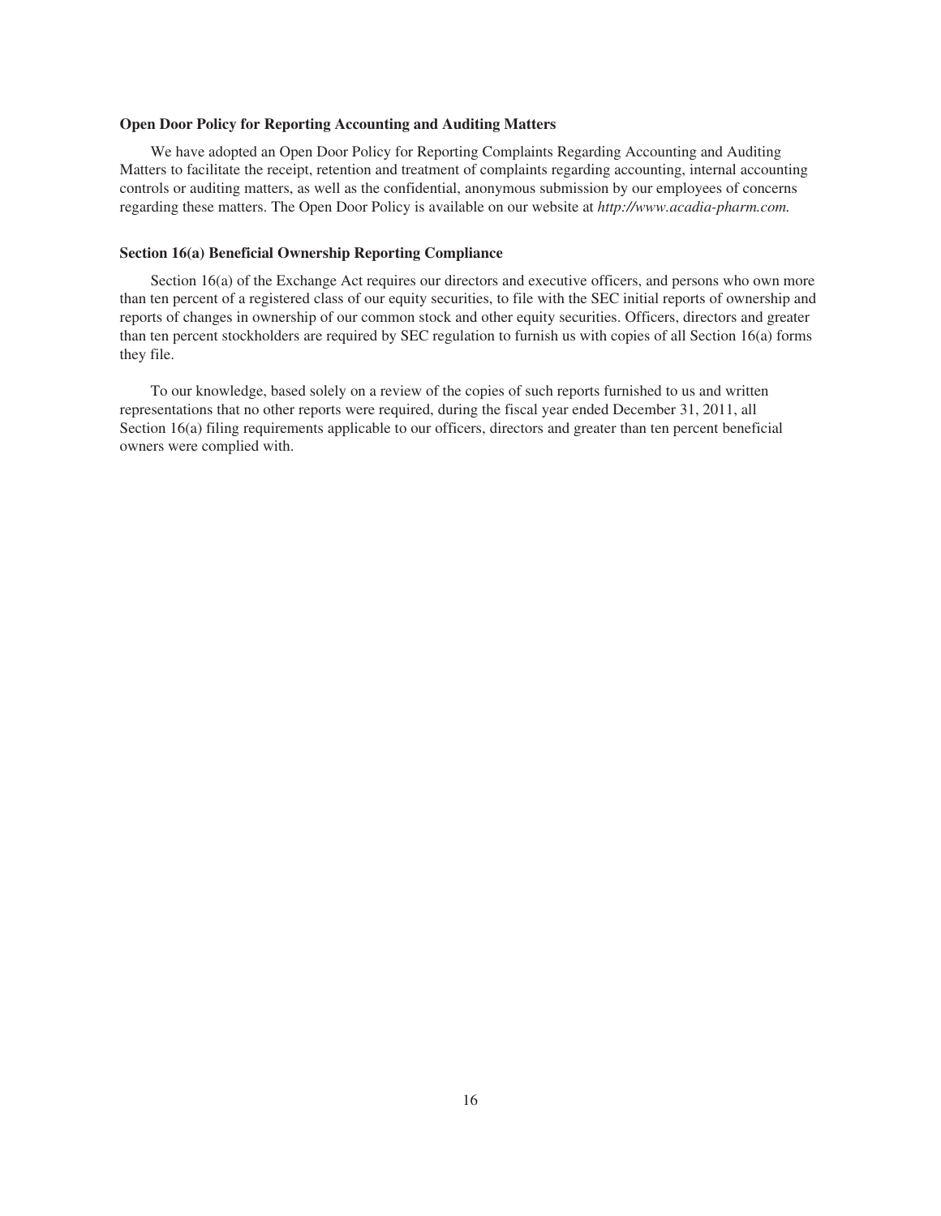**Open Door Policy for Reporting Accounting and Auditing Matters**

We have adopted an Open Door Policy for Reporting Complaints Regarding Accounting and Auditing Matters to facilitate the receipt, retention and treatment of complaints regarding accounting, internal accounting controls or auditing matters, as well as the confidential, anonymous submission by our employees of concerns regarding these matters. The Open Door Policy is available on our website at *http://www.acadia-pharm.com.*

**Section 16(a) Beneficial Ownership Reporting Compliance**

Section 16(a) of the Exchange Act requires our directors and executive officers, and persons who own more than ten percent of a registered class of our equity securities, to file with the SEC initial reports of ownership and reports of changes in ownership of our common stock and other equity securities. Officers, directors and greater than ten percent stockholders are required by SEC regulation to furnish us with copies of all Section 16(a) forms they file.

To our knowledge, based solely on a review of the copies of such reports furnished to us and written representations that no other reports were required, during the fiscal year ended December 31, 2011, all Section 16(a) filing requirements applicable to our officers, directors and greater than ten percent beneficial owners were complied with.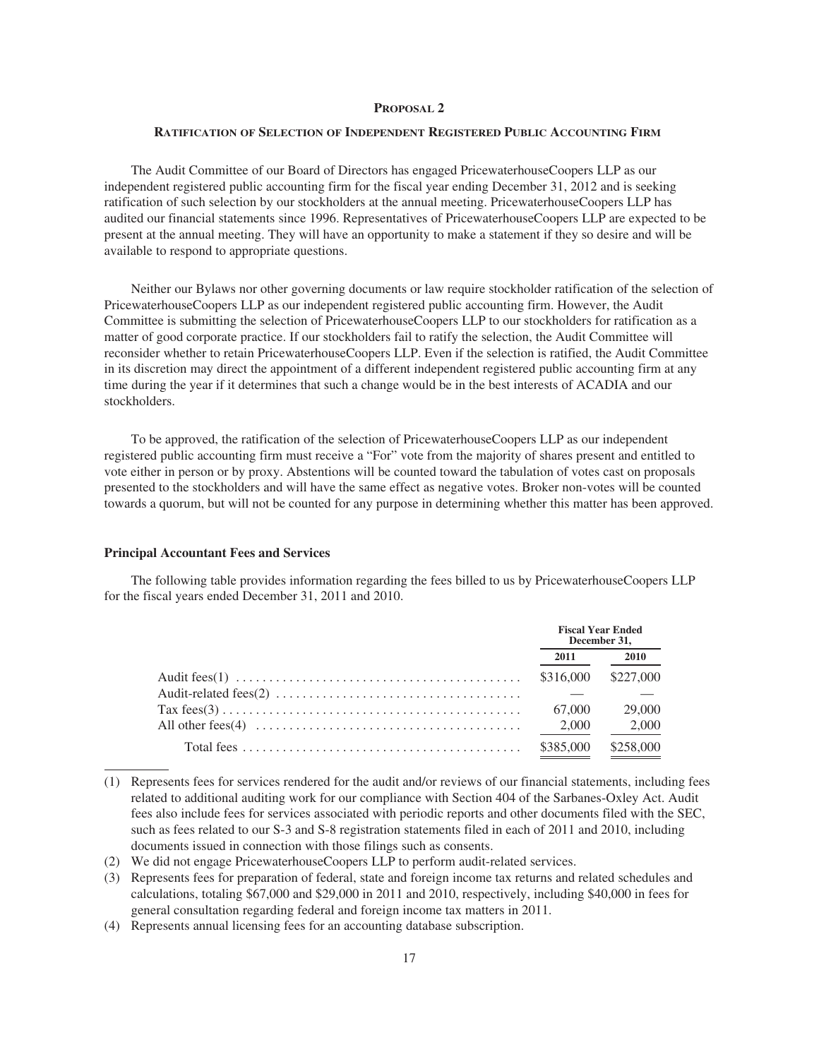## PROPOSAL 2

### RATIFICATION OF SELECTION OF INDEPENDENT REGISTERED PUBLIC ACCOUNTING FIRM

The Audit Committee of our Board of Directors has engaged PricewaterhouseCoopers LLP as our independent registered public accounting firm for the fiscal year ending December 31, 2012 and is seeking ratification of such selection by our stockholders at the annual meeting. PricewaterhouseCoopers LLP has audited our financial statements since 1996. Representatives of PricewaterhouseCoopers LLP are expected to be present at the annual meeting. They will have an opportunity to make a statement if they so desire and will be available to respond to appropriate questions.

Neither our Bylaws nor other governing documents or law require stockholder ratification of the selection of PricewaterhouseCoopers LLP as our independent registered public accounting firm. However, the Audit Committee is submitting the selection of PricewaterhouseCoopers LLP to our stockholders for ratification as a matter of good corporate practice. If our stockholders fail to ratify the selection, the Audit Committee will reconsider whether to retain PricewaterhouseCoopers LLP. Even if the selection is ratified, the Audit Committee in its discretion may direct the appointment of a different independent registered public accounting firm at any time during the year if it determines that such a change would be in the best interests of ACADIA and our stockholders.

To be approved, the ratification of the selection of PricewaterhouseCoopers LLP as our independent registered public accounting firm must receive a "For" vote from the majority of shares present and entitled to vote either in person or by proxy. Abstentions will be counted toward the tabulation of votes cast on proposals presented to the stockholders and will have the same effect as negative votes. Broker non-votes will be counted towards a quorum, but will not be counted for any purpose in determining whether this matter has been approved.

**Principal Accountant Fees and Services**

The following table provides information regarding the fees billed to us by PricewaterhouseCoopers LLP for the fiscal years ended December 31, 2011 and 2010.

| | Fiscal Year Ended December 31, | |
|---|---|---|
| | 2011 | 2010 |
| Audit fees(1) | $316,000 | $227,000 |
| Audit-related fees(2) | — | — |
| Tax fees(3) | 67,000 | 29,000 |
| All other fees(4) | 2,000 | 2,000 |
| Total fees | $385,000 | $258,000 |

(1) Represents fees for services rendered for the audit and/or reviews of our financial statements, including fees related to additional auditing work for our compliance with Section 404 of the Sarbanes-Oxley Act. Audit fees also include fees for services associated with periodic reports and other documents filed with the SEC, such as fees related to our S-3 and S-8 registration statements filed in each of 2011 and 2010, including documents issued in connection with those filings such as consents.

(2) We did not engage PricewaterhouseCoopers LLP to perform audit-related services.

(3) Represents fees for preparation of federal, state and foreign income tax returns and related schedules and calculations, totaling $67,000 and $29,000 in 2011 and 2010, respectively, including $40,000 in fees for general consultation regarding federal and foreign income tax matters in 2011.

(4) Represents annual licensing fees for an accounting database subscription.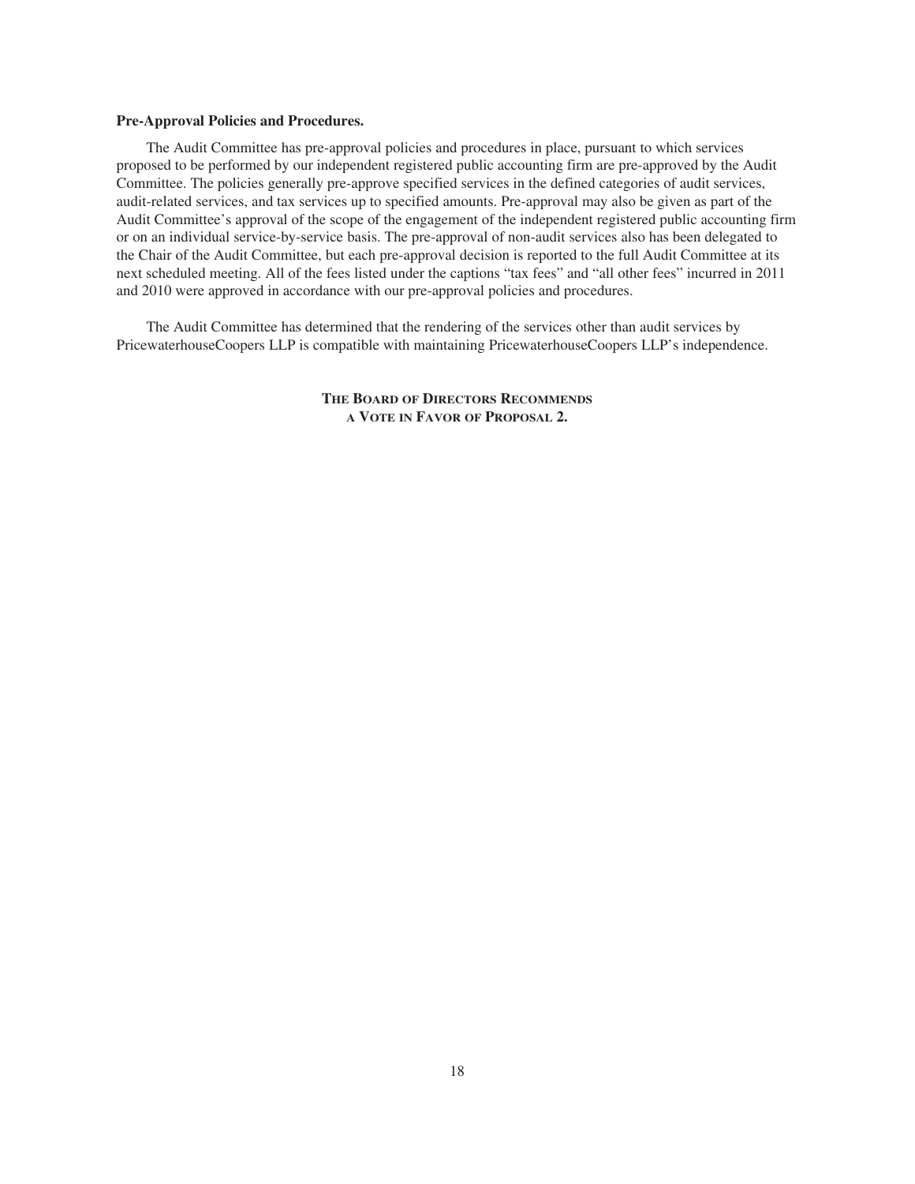**Pre-Approval Policies and Procedures.**

The Audit Committee has pre-approval policies and procedures in place, pursuant to which services proposed to be performed by our independent registered public accounting firm are pre-approved by the Audit Committee. The policies generally pre-approve specified services in the defined categories of audit services, audit-related services, and tax services up to specified amounts. Pre-approval may also be given as part of the Audit Committee's approval of the scope of the engagement of the independent registered public accounting firm or on an individual service-by-service basis. The pre-approval of non-audit services also has been delegated to the Chair of the Audit Committee, but each pre-approval decision is reported to the full Audit Committee at its next scheduled meeting. All of the fees listed under the captions "tax fees" and "all other fees" incurred in 2011 and 2010 were approved in accordance with our pre-approval policies and procedures.

The Audit Committee has determined that the rendering of the services other than audit services by PricewaterhouseCoopers LLP is compatible with maintaining PricewaterhouseCoopers LLP's independence.

**THE BOARD OF DIRECTORS RECOMMENDS A VOTE IN FAVOR OF PROPOSAL 2.**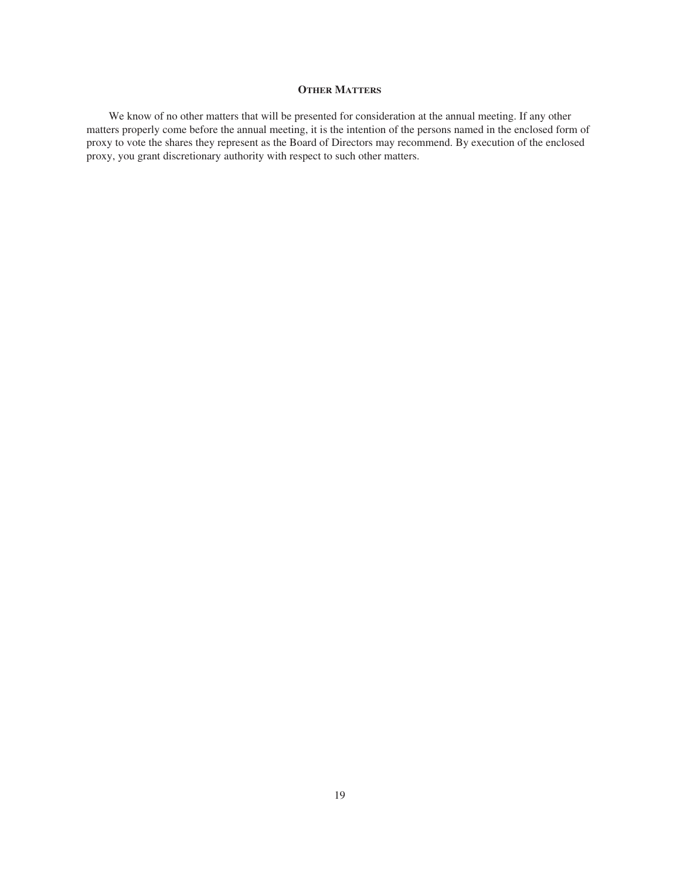## Other Matters

We know of no other matters that will be presented for consideration at the annual meeting. If any other matters properly come before the annual meeting, it is the intention of the persons named in the enclosed form of proxy to vote the shares they represent as the Board of Directors may recommend. By execution of the enclosed proxy, you grant discretionary authority with respect to such other matters.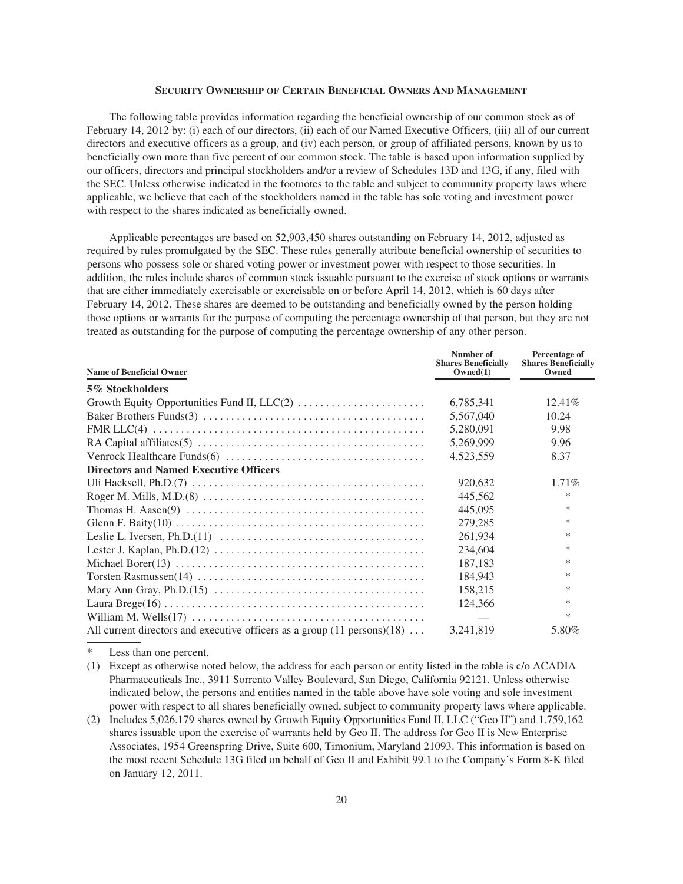## SECURITY OWNERSHIP OF CERTAIN BENEFICIAL OWNERS AND MANAGEMENT

The following table provides information regarding the beneficial ownership of our common stock as of February 14, 2012 by: (i) each of our directors, (ii) each of our Named Executive Officers, (iii) all of our current directors and executive officers as a group, and (iv) each person, or group of affiliated persons, known by us to beneficially own more than five percent of our common stock. The table is based upon information supplied by our officers, directors and principal stockholders and/or a review of Schedules 13D and 13G, if any, filed with the SEC. Unless otherwise indicated in the footnotes to the table and subject to community property laws where applicable, we believe that each of the stockholders named in the table has sole voting and investment power with respect to the shares indicated as beneficially owned.

Applicable percentages are based on 52,903,450 shares outstanding on February 14, 2012, adjusted as required by rules promulgated by the SEC. These rules generally attribute beneficial ownership of securities to persons who possess sole or shared voting power or investment power with respect to those securities. In addition, the rules include shares of common stock issuable pursuant to the exercise of stock options or warrants that are either immediately exercisable or exercisable on or before April 14, 2012, which is 60 days after February 14, 2012. These shares are deemed to be outstanding and beneficially owned by the person holding those options or warrants for the purpose of computing the percentage ownership of that person, but they are not treated as outstanding for the purpose of computing the percentage ownership of any other person.

| Name of Beneficial Owner | Number of Shares Beneficially Owned(1) | Percentage of Shares Beneficially Owned |
|---|---|---|
| **5% Stockholders** | | |
| Growth Equity Opportunities Fund II, LLC(2) | 6,785,341 | 12.41% |
| Baker Brothers Funds(3) | 5,567,040 | 10.24 |
| FMR LLC(4) | 5,280,091 | 9.98 |
| RA Capital affiliates(5) | 5,269,999 | 9.96 |
| Venrock Healthcare Funds(6) | 4,523,559 | 8.37 |
| **Directors and Named Executive Officers** | | |
| Uli Hacksell, Ph.D.(7) | 920,632 | 1.71% |
| Roger M. Mills, M.D.(8) | 445,562 | * |
| Thomas H. Aasen(9) | 445,095 | * |
| Glenn F. Baity(10) | 279,285 | * |
| Leslie L. Iversen, Ph.D.(11) | 261,934 | * |
| Lester J. Kaplan, Ph.D.(12) | 234,604 | * |
| Michael Borer(13) | 187,183 | * |
| Torsten Rasmussen(14) | 184,943 | * |
| Mary Ann Gray, Ph.D.(15) | 158,215 | * |
| Laura Brege(16) | 124,366 | * |
| William M. Wells(17) | — | * |
| All current directors and executive officers as a group (11 persons)(18) | 3,241,819 | 5.80% |

\* Less than one percent.

(1) Except as otherwise noted below, the address for each person or entity listed in the table is c/o ACADIA Pharmaceuticals Inc., 3911 Sorrento Valley Boulevard, San Diego, California 92121. Unless otherwise indicated below, the persons and entities named in the table above have sole voting and sole investment power with respect to all shares beneficially owned, subject to community property laws where applicable.

(2) Includes 5,026,179 shares owned by Growth Equity Opportunities Fund II, LLC ("Geo II") and 1,759,162 shares issuable upon the exercise of warrants held by Geo II. The address for Geo II is New Enterprise Associates, 1954 Greenspring Drive, Suite 600, Timonium, Maryland 21093. This information is based on the most recent Schedule 13G filed on behalf of Geo II and Exhibit 99.1 to the Company's Form 8-K filed on January 12, 2011.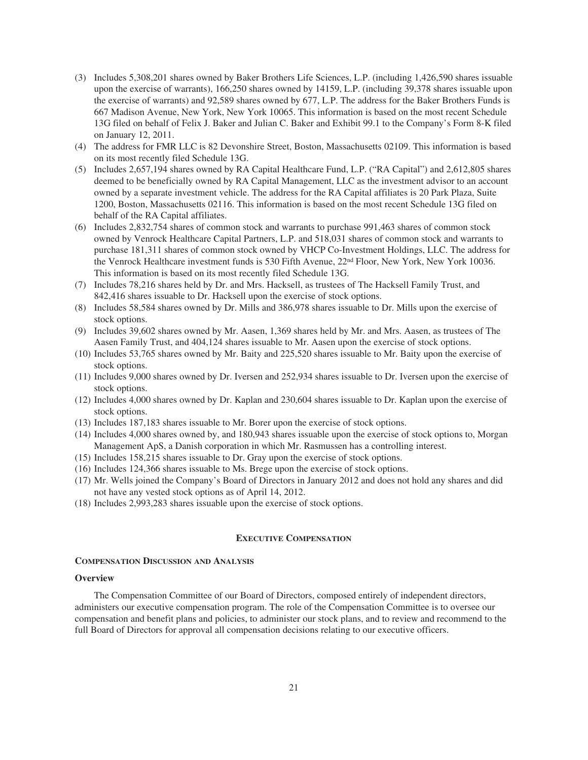(3) Includes 5,308,201 shares owned by Baker Brothers Life Sciences, L.P. (including 1,426,590 shares issuable upon the exercise of warrants), 166,250 shares owned by 14159, L.P. (including 39,378 shares issuable upon the exercise of warrants) and 92,589 shares owned by 677, L.P. The address for the Baker Brothers Funds is 667 Madison Avenue, New York, New York 10065. This information is based on the most recent Schedule 13G filed on behalf of Felix J. Baker and Julian C. Baker and Exhibit 99.1 to the Company's Form 8-K filed on January 12, 2011.

(4) The address for FMR LLC is 82 Devonshire Street, Boston, Massachusetts 02109. This information is based on its most recently filed Schedule 13G.

(5) Includes 2,657,194 shares owned by RA Capital Healthcare Fund, L.P. ("RA Capital") and 2,612,805 shares deemed to be beneficially owned by RA Capital Management, LLC as the investment advisor to an account owned by a separate investment vehicle. The address for the RA Capital affiliates is 20 Park Plaza, Suite 1200, Boston, Massachusetts 02116. This information is based on the most recent Schedule 13G filed on behalf of the RA Capital affiliates.

(6) Includes 2,832,754 shares of common stock and warrants to purchase 991,463 shares of common stock owned by Venrock Healthcare Capital Partners, L.P. and 518,031 shares of common stock and warrants to purchase 181,311 shares of common stock owned by VHCP Co-Investment Holdings, LLC. The address for the Venrock Healthcare investment funds is 530 Fifth Avenue, 22nd Floor, New York, New York 10036. This information is based on its most recently filed Schedule 13G.

(7) Includes 78,216 shares held by Dr. and Mrs. Hacksell, as trustees of The Hacksell Family Trust, and 842,416 shares issuable to Dr. Hacksell upon the exercise of stock options.

(8) Includes 58,584 shares owned by Dr. Mills and 386,978 shares issuable to Dr. Mills upon the exercise of stock options.

(9) Includes 39,602 shares owned by Mr. Aasen, 1,369 shares held by Mr. and Mrs. Aasen, as trustees of The Aasen Family Trust, and 404,124 shares issuable to Mr. Aasen upon the exercise of stock options.

(10) Includes 53,765 shares owned by Mr. Baity and 225,520 shares issuable to Mr. Baity upon the exercise of stock options.

(11) Includes 9,000 shares owned by Dr. Iversen and 252,934 shares issuable to Dr. Iversen upon the exercise of stock options.

(12) Includes 4,000 shares owned by Dr. Kaplan and 230,604 shares issuable to Dr. Kaplan upon the exercise of stock options.

(13) Includes 187,183 shares issuable to Mr. Borer upon the exercise of stock options.

(14) Includes 4,000 shares owned by, and 180,943 shares issuable upon the exercise of stock options to, Morgan Management ApS, a Danish corporation in which Mr. Rasmussen has a controlling interest.

(15) Includes 158,215 shares issuable to Dr. Gray upon the exercise of stock options.

(16) Includes 124,366 shares issuable to Ms. Brege upon the exercise of stock options.

(17) Mr. Wells joined the Company's Board of Directors in January 2012 and does not hold any shares and did not have any vested stock options as of April 14, 2012.

(18) Includes 2,993,283 shares issuable upon the exercise of stock options.

## EXECUTIVE COMPENSATION

### COMPENSATION DISCUSSION AND ANALYSIS

#### Overview

The Compensation Committee of our Board of Directors, composed entirely of independent directors, administers our executive compensation program. The role of the Compensation Committee is to oversee our compensation and benefit plans and policies, to administer our stock plans, and to review and recommend to the full Board of Directors for approval all compensation decisions relating to our executive officers.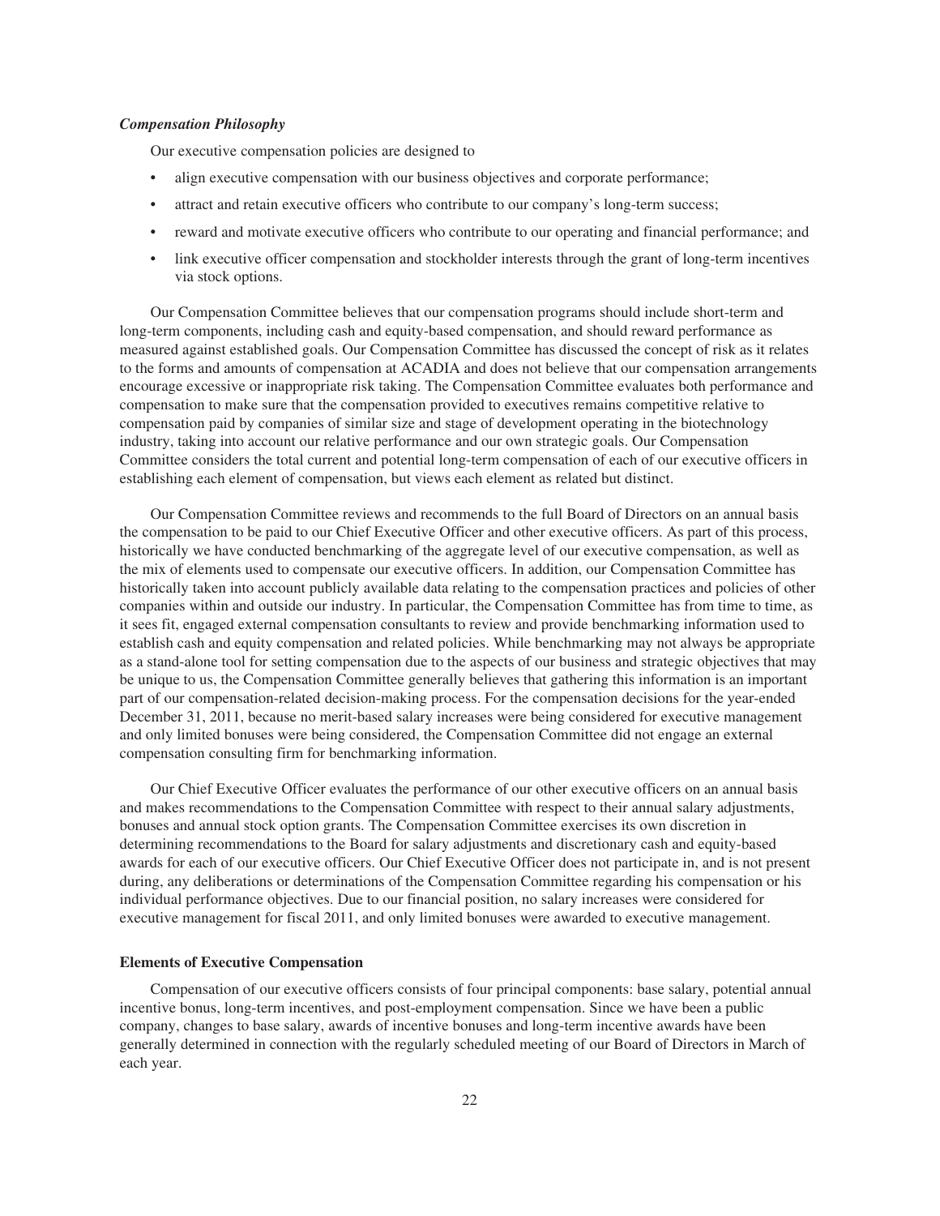### *Compensation Philosophy*

Our executive compensation policies are designed to

- align executive compensation with our business objectives and corporate performance;
- attract and retain executive officers who contribute to our company's long-term success;
- reward and motivate executive officers who contribute to our operating and financial performance; and
- link executive officer compensation and stockholder interests through the grant of long-term incentives via stock options.

Our Compensation Committee believes that our compensation programs should include short-term and long-term components, including cash and equity-based compensation, and should reward performance as measured against established goals. Our Compensation Committee has discussed the concept of risk as it relates to the forms and amounts of compensation at ACADIA and does not believe that our compensation arrangements encourage excessive or inappropriate risk taking. The Compensation Committee evaluates both performance and compensation to make sure that the compensation provided to executives remains competitive relative to compensation paid by companies of similar size and stage of development operating in the biotechnology industry, taking into account our relative performance and our own strategic goals. Our Compensation Committee considers the total current and potential long-term compensation of each of our executive officers in establishing each element of compensation, but views each element as related but distinct.

Our Compensation Committee reviews and recommends to the full Board of Directors on an annual basis the compensation to be paid to our Chief Executive Officer and other executive officers. As part of this process, historically we have conducted benchmarking of the aggregate level of our executive compensation, as well as the mix of elements used to compensate our executive officers. In addition, our Compensation Committee has historically taken into account publicly available data relating to the compensation practices and policies of other companies within and outside our industry. In particular, the Compensation Committee has from time to time, as it sees fit, engaged external compensation consultants to review and provide benchmarking information used to establish cash and equity compensation and related policies. While benchmarking may not always be appropriate as a stand-alone tool for setting compensation due to the aspects of our business and strategic objectives that may be unique to us, the Compensation Committee generally believes that gathering this information is an important part of our compensation-related decision-making process. For the compensation decisions for the year-ended December 31, 2011, because no merit-based salary increases were being considered for executive management and only limited bonuses were being considered, the Compensation Committee did not engage an external compensation consulting firm for benchmarking information.

Our Chief Executive Officer evaluates the performance of our other executive officers on an annual basis and makes recommendations to the Compensation Committee with respect to their annual salary adjustments, bonuses and annual stock option grants. The Compensation Committee exercises its own discretion in determining recommendations to the Board for salary adjustments and discretionary cash and equity-based awards for each of our executive officers. Our Chief Executive Officer does not participate in, and is not present during, any deliberations or determinations of the Compensation Committee regarding his compensation or his individual performance objectives. Due to our financial position, no salary increases were considered for executive management for fiscal 2011, and only limited bonuses were awarded to executive management.

### Elements of Executive Compensation

Compensation of our executive officers consists of four principal components: base salary, potential annual incentive bonus, long-term incentives, and post-employment compensation. Since we have been a public company, changes to base salary, awards of incentive bonuses and long-term incentive awards have been generally determined in connection with the regularly scheduled meeting of our Board of Directors in March of each year.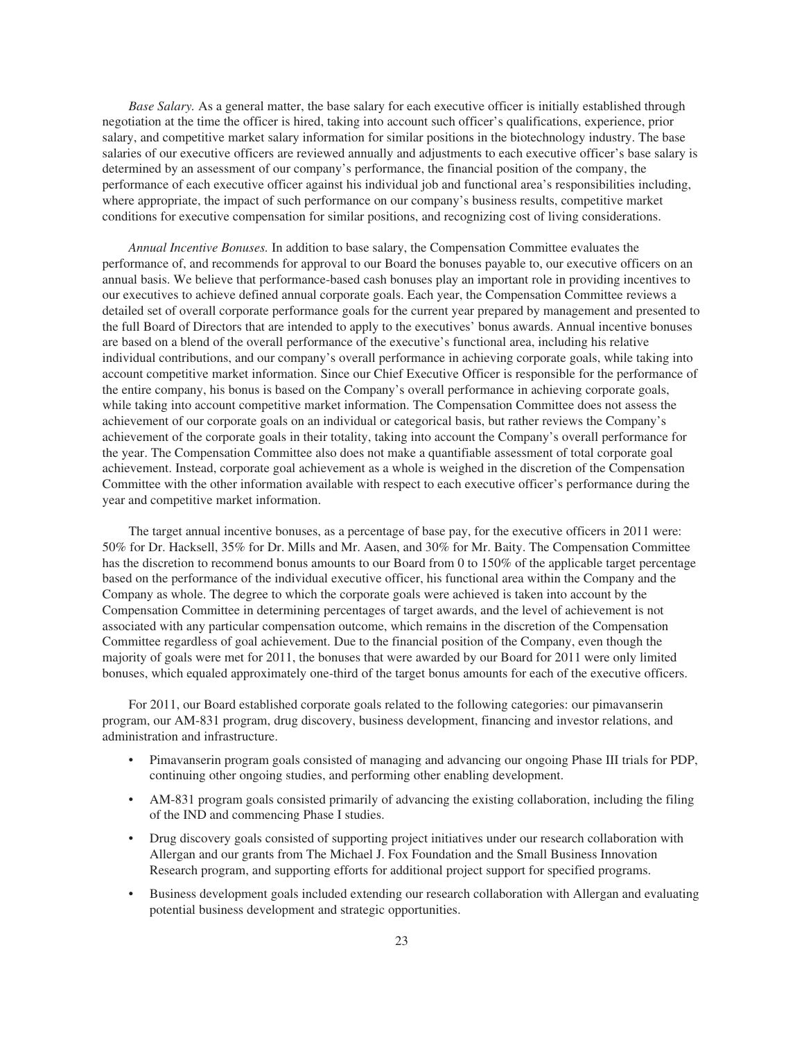*Base Salary.* As a general matter, the base salary for each executive officer is initially established through negotiation at the time the officer is hired, taking into account such officer's qualifications, experience, prior salary, and competitive market salary information for similar positions in the biotechnology industry. The base salaries of our executive officers are reviewed annually and adjustments to each executive officer's base salary is determined by an assessment of our company's performance, the financial position of the company, the performance of each executive officer against his individual job and functional area's responsibilities including, where appropriate, the impact of such performance on our company's business results, competitive market conditions for executive compensation for similar positions, and recognizing cost of living considerations.

*Annual Incentive Bonuses.* In addition to base salary, the Compensation Committee evaluates the performance of, and recommends for approval to our Board the bonuses payable to, our executive officers on an annual basis. We believe that performance-based cash bonuses play an important role in providing incentives to our executives to achieve defined annual corporate goals. Each year, the Compensation Committee reviews a detailed set of overall corporate performance goals for the current year prepared by management and presented to the full Board of Directors that are intended to apply to the executives' bonus awards. Annual incentive bonuses are based on a blend of the overall performance of the executive's functional area, including his relative individual contributions, and our company's overall performance in achieving corporate goals, while taking into account competitive market information. Since our Chief Executive Officer is responsible for the performance of the entire company, his bonus is based on the Company's overall performance in achieving corporate goals, while taking into account competitive market information. The Compensation Committee does not assess the achievement of our corporate goals on an individual or categorical basis, but rather reviews the Company's achievement of the corporate goals in their totality, taking into account the Company's overall performance for the year. The Compensation Committee also does not make a quantifiable assessment of total corporate goal achievement. Instead, corporate goal achievement as a whole is weighed in the discretion of the Compensation Committee with the other information available with respect to each executive officer's performance during the year and competitive market information.

The target annual incentive bonuses, as a percentage of base pay, for the executive officers in 2011 were: 50% for Dr. Hacksell, 35% for Dr. Mills and Mr. Aasen, and 30% for Mr. Baity. The Compensation Committee has the discretion to recommend bonus amounts to our Board from 0 to 150% of the applicable target percentage based on the performance of the individual executive officer, his functional area within the Company and the Company as whole. The degree to which the corporate goals were achieved is taken into account by the Compensation Committee in determining percentages of target awards, and the level of achievement is not associated with any particular compensation outcome, which remains in the discretion of the Compensation Committee regardless of goal achievement. Due to the financial position of the Company, even though the majority of goals were met for 2011, the bonuses that were awarded by our Board for 2011 were only limited bonuses, which equaled approximately one-third of the target bonus amounts for each of the executive officers.

For 2011, our Board established corporate goals related to the following categories: our pimavanserin program, our AM-831 program, drug discovery, business development, financing and investor relations, and administration and infrastructure.

- Pimavanserin program goals consisted of managing and advancing our ongoing Phase III trials for PDP, continuing other ongoing studies, and performing other enabling development.
- AM-831 program goals consisted primarily of advancing the existing collaboration, including the filing of the IND and commencing Phase I studies.
- Drug discovery goals consisted of supporting project initiatives under our research collaboration with Allergan and our grants from The Michael J. Fox Foundation and the Small Business Innovation Research program, and supporting efforts for additional project support for specified programs.
- Business development goals included extending our research collaboration with Allergan and evaluating potential business development and strategic opportunities.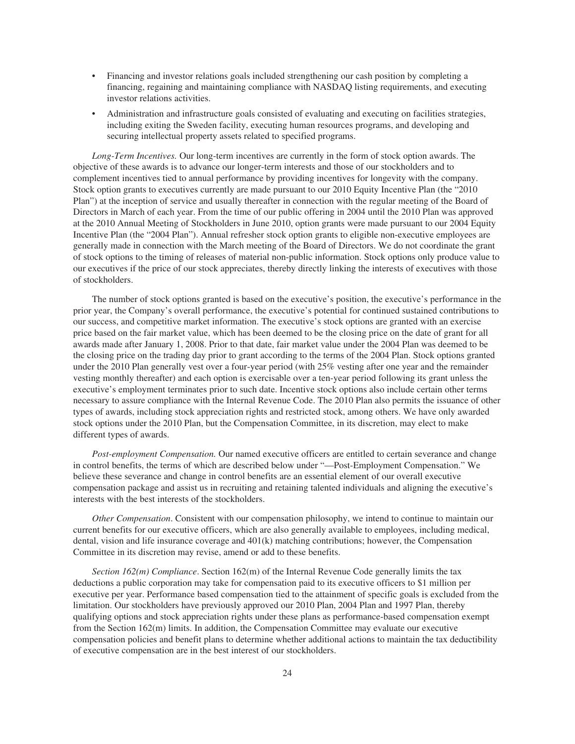- Financing and investor relations goals included strengthening our cash position by completing a financing, regaining and maintaining compliance with NASDAQ listing requirements, and executing investor relations activities.
- Administration and infrastructure goals consisted of evaluating and executing on facilities strategies, including exiting the Sweden facility, executing human resources programs, and developing and securing intellectual property assets related to specified programs.

*Long-Term Incentives.* Our long-term incentives are currently in the form of stock option awards. The objective of these awards is to advance our longer-term interests and those of our stockholders and to complement incentives tied to annual performance by providing incentives for longevity with the company. Stock option grants to executives currently are made pursuant to our 2010 Equity Incentive Plan (the "2010 Plan") at the inception of service and usually thereafter in connection with the regular meeting of the Board of Directors in March of each year. From the time of our public offering in 2004 until the 2010 Plan was approved at the 2010 Annual Meeting of Stockholders in June 2010, option grants were made pursuant to our 2004 Equity Incentive Plan (the "2004 Plan"). Annual refresher stock option grants to eligible non-executive employees are generally made in connection with the March meeting of the Board of Directors. We do not coordinate the grant of stock options to the timing of releases of material non-public information. Stock options only produce value to our executives if the price of our stock appreciates, thereby directly linking the interests of executives with those of stockholders.

The number of stock options granted is based on the executive's position, the executive's performance in the prior year, the Company's overall performance, the executive's potential for continued sustained contributions to our success, and competitive market information. The executive's stock options are granted with an exercise price based on the fair market value, which has been deemed to be the closing price on the date of grant for all awards made after January 1, 2008. Prior to that date, fair market value under the 2004 Plan was deemed to be the closing price on the trading day prior to grant according to the terms of the 2004 Plan. Stock options granted under the 2010 Plan generally vest over a four-year period (with 25% vesting after one year and the remainder vesting monthly thereafter) and each option is exercisable over a ten-year period following its grant unless the executive's employment terminates prior to such date. Incentive stock options also include certain other terms necessary to assure compliance with the Internal Revenue Code. The 2010 Plan also permits the issuance of other types of awards, including stock appreciation rights and restricted stock, among others. We have only awarded stock options under the 2010 Plan, but the Compensation Committee, in its discretion, may elect to make different types of awards.

*Post-employment Compensation.* Our named executive officers are entitled to certain severance and change in control benefits, the terms of which are described below under "—Post-Employment Compensation." We believe these severance and change in control benefits are an essential element of our overall executive compensation package and assist us in recruiting and retaining talented individuals and aligning the executive's interests with the best interests of the stockholders.

*Other Compensation*. Consistent with our compensation philosophy, we intend to continue to maintain our current benefits for our executive officers, which are also generally available to employees, including medical, dental, vision and life insurance coverage and 401(k) matching contributions; however, the Compensation Committee in its discretion may revise, amend or add to these benefits.

*Section 162(m) Compliance*. Section 162(m) of the Internal Revenue Code generally limits the tax deductions a public corporation may take for compensation paid to its executive officers to $1 million per executive per year. Performance based compensation tied to the attainment of specific goals is excluded from the limitation. Our stockholders have previously approved our 2010 Plan, 2004 Plan and 1997 Plan, thereby qualifying options and stock appreciation rights under these plans as performance-based compensation exempt from the Section 162(m) limits. In addition, the Compensation Committee may evaluate our executive compensation policies and benefit plans to determine whether additional actions to maintain the tax deductibility of executive compensation are in the best interest of our stockholders.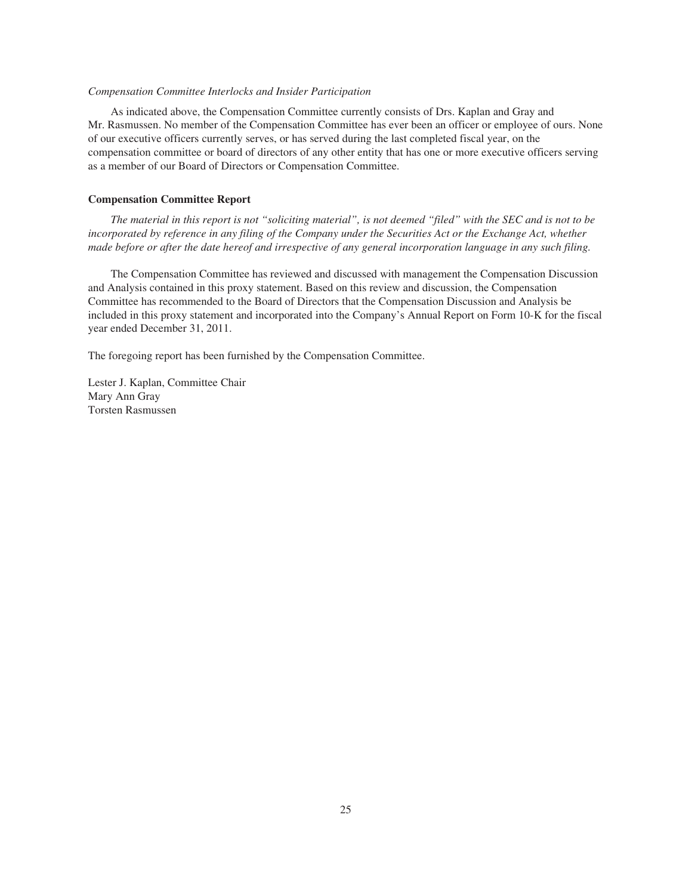*Compensation Committee Interlocks and Insider Participation*

As indicated above, the Compensation Committee currently consists of Drs. Kaplan and Gray and Mr. Rasmussen. No member of the Compensation Committee has ever been an officer or employee of ours. None of our executive officers currently serves, or has served during the last completed fiscal year, on the compensation committee or board of directors of any other entity that has one or more executive officers serving as a member of our Board of Directors or Compensation Committee.

**Compensation Committee Report**

*The material in this report is not "soliciting material", is not deemed "filed" with the SEC and is not to be incorporated by reference in any filing of the Company under the Securities Act or the Exchange Act, whether made before or after the date hereof and irrespective of any general incorporation language in any such filing.*

The Compensation Committee has reviewed and discussed with management the Compensation Discussion and Analysis contained in this proxy statement. Based on this review and discussion, the Compensation Committee has recommended to the Board of Directors that the Compensation Discussion and Analysis be included in this proxy statement and incorporated into the Company's Annual Report on Form 10-K for the fiscal year ended December 31, 2011.

The foregoing report has been furnished by the Compensation Committee.

Lester J. Kaplan, Committee Chair  
Mary Ann Gray  
Torsten Rasmussen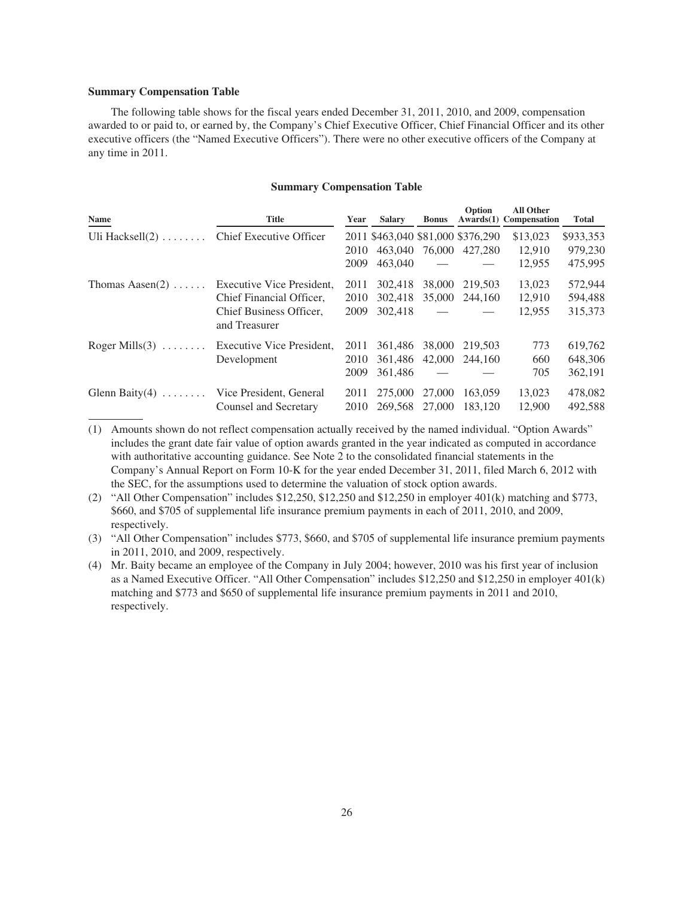**Summary Compensation Table**

The following table shows for the fiscal years ended December 31, 2011, 2010, and 2009, compensation awarded to or paid to, or earned by, the Company's Chief Executive Officer, Chief Financial Officer and its other executive officers (the "Named Executive Officers"). There were no other executive officers of the Company at any time in 2011.

**Summary Compensation Table**

| Name | Title | Year | Salary | Bonus | Option Awards(1) | All Other Compensation | Total |
|---|---|---|---|---|---|---|---|
| Uli Hacksell(2) | Chief Executive Officer | 2011 | $463,040 | $81,000 | $376,290 | $13,023 | $933,353 |
| | | 2010 | 463,040 | 76,000 | 427,280 | 12,910 | 979,230 |
| | | 2009 | 463,040 | — | — | 12,955 | 475,995 |
| Thomas Aasen(2) | Executive Vice President, Chief Financial Officer, Chief Business Officer, and Treasurer | 2011 | 302,418 | 38,000 | 219,503 | 13,023 | 572,944 |
| | | 2010 | 302,418 | 35,000 | 244,160 | 12,910 | 594,488 |
| | | 2009 | 302,418 | — | — | 12,955 | 315,373 |
| Roger Mills(3) | Executive Vice President, Development | 2011 | 361,486 | 38,000 | 219,503 | 773 | 619,762 |
| | | 2010 | 361,486 | 42,000 | 244,160 | 660 | 648,306 |
| | | 2009 | 361,486 | — | — | 705 | 362,191 |
| Glenn Baity(4) | Vice President, General Counsel and Secretary | 2011 | 275,000 | 27,000 | 163,059 | 13,023 | 478,082 |
| | | 2010 | 269,568 | 27,000 | 183,120 | 12,900 | 492,588 |

(1) Amounts shown do not reflect compensation actually received by the named individual. "Option Awards" includes the grant date fair value of option awards granted in the year indicated as computed in accordance with authoritative accounting guidance. See Note 2 to the consolidated financial statements in the Company's Annual Report on Form 10-K for the year ended December 31, 2011, filed March 6, 2012 with the SEC, for the assumptions used to determine the valuation of stock option awards.

(2) "All Other Compensation" includes $12,250, $12,250 and $12,250 in employer 401(k) matching and $773, $660, and $705 of supplemental life insurance premium payments in each of 2011, 2010, and 2009, respectively.

(3) "All Other Compensation" includes $773, $660, and $705 of supplemental life insurance premium payments in 2011, 2010, and 2009, respectively.

(4) Mr. Baity became an employee of the Company in July 2004; however, 2010 was his first year of inclusion as a Named Executive Officer. "All Other Compensation" includes $12,250 and $12,250 in employer 401(k) matching and $773 and $650 of supplemental life insurance premium payments in 2011 and 2010, respectively.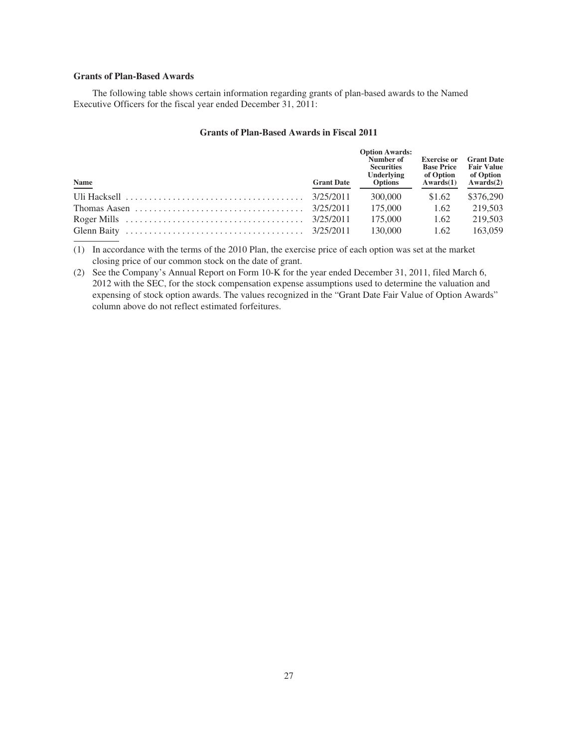### Grants of Plan-Based Awards

The following table shows certain information regarding grants of plan-based awards to the Named Executive Officers for the fiscal year ended December 31, 2011:

#### Grants of Plan-Based Awards in Fiscal 2011

| Name | Grant Date | Option Awards: Number of Securities Underlying Options | Exercise or Base Price of Option Awards(1) | Grant Date Fair Value of Option Awards(2) |
|---|---|---|---|---|
| Uli Hacksell | 3/25/2011 | 300,000 | $1.62 | $376,290 |
| Thomas Aasen | 3/25/2011 | 175,000 | 1.62 | 219,503 |
| Roger Mills | 3/25/2011 | 175,000 | 1.62 | 219,503 |
| Glenn Baity | 3/25/2011 | 130,000 | 1.62 | 163,059 |

(1) In accordance with the terms of the 2010 Plan, the exercise price of each option was set at the market closing price of our common stock on the date of grant.

(2) See the Company's Annual Report on Form 10-K for the year ended December 31, 2011, filed March 6, 2012 with the SEC, for the stock compensation expense assumptions used to determine the valuation and expensing of stock option awards. The values recognized in the "Grant Date Fair Value of Option Awards" column above do not reflect estimated forfeitures.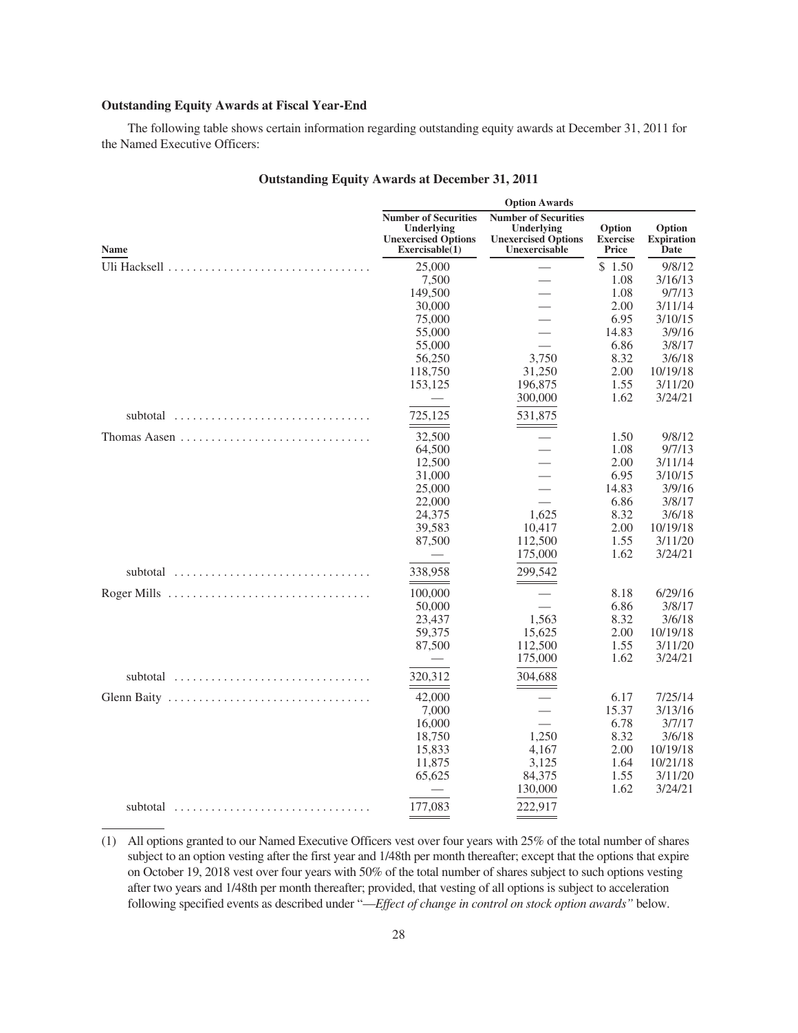**Outstanding Equity Awards at Fiscal Year-End**

The following table shows certain information regarding outstanding equity awards at December 31, 2011 for the Named Executive Officers:

**Outstanding Equity Awards at December 31, 2011**

| | Option Awards | | | |
|---|---|---|---|---|
| Name | Number of Securities Underlying Unexercised Options Exercisable(1) | Number of Securities Underlying Unexercised Options Unexercisable | Option Exercise Price | Option Expiration Date |
| Uli Hacksell | 25,000 | — | $ 1.50 | 9/8/12 |
| | 7,500 | — | 1.08 | 3/16/13 |
| | 149,500 | — | 1.08 | 9/7/13 |
| | 30,000 | — | 2.00 | 3/11/14 |
| | 75,000 | — | 6.95 | 3/10/15 |
| | 55,000 | — | 14.83 | 3/9/16 |
| | 55,000 | — | 6.86 | 3/8/17 |
| | 56,250 | 3,750 | 8.32 | 3/6/18 |
| | 118,750 | 31,250 | 2.00 | 10/19/18 |
| | 153,125 | 196,875 | 1.55 | 3/11/20 |
| | — | 300,000 | 1.62 | 3/24/21 |
| subtotal | 725,125 | 531,875 | | |
| Thomas Aasen | 32,500 | — | 1.50 | 9/8/12 |
| | 64,500 | — | 1.08 | 9/7/13 |
| | 12,500 | — | 2.00 | 3/11/14 |
| | 31,000 | — | 6.95 | 3/10/15 |
| | 25,000 | — | 14.83 | 3/9/16 |
| | 22,000 | — | 6.86 | 3/8/17 |
| | 24,375 | 1,625 | 8.32 | 3/6/18 |
| | 39,583 | 10,417 | 2.00 | 10/19/18 |
| | 87,500 | 112,500 | 1.55 | 3/11/20 |
| | — | 175,000 | 1.62 | 3/24/21 |
| subtotal | 338,958 | 299,542 | | |
| Roger Mills | 100,000 | — | 8.18 | 6/29/16 |
| | 50,000 | — | 6.86 | 3/8/17 |
| | 23,437 | 1,563 | 8.32 | 3/6/18 |
| | 59,375 | 15,625 | 2.00 | 10/19/18 |
| | 87,500 | 112,500 | 1.55 | 3/11/20 |
| | — | 175,000 | 1.62 | 3/24/21 |
| subtotal | 320,312 | 304,688 | | |
| Glenn Baity | 42,000 | — | 6.17 | 7/25/14 |
| | 7,000 | — | 15.37 | 3/13/16 |
| | 16,000 | — | 6.78 | 3/7/17 |
| | 18,750 | 1,250 | 8.32 | 3/6/18 |
| | 15,833 | 4,167 | 2.00 | 10/19/18 |
| | 11,875 | 3,125 | 1.64 | 10/21/18 |
| | 65,625 | 84,375 | 1.55 | 3/11/20 |
| | — | 130,000 | 1.62 | 3/24/21 |
| subtotal | 177,083 | 222,917 | | |

(1) All options granted to our Named Executive Officers vest over four years with 25% of the total number of shares subject to an option vesting after the first year and 1/48th per month thereafter; except that the options that expire on October 19, 2018 vest over four years with 50% of the total number of shares subject to such options vesting after two years and 1/48th per month thereafter; provided, that vesting of all options is subject to acceleration following specified events as described under "—*Effect of change in control on stock option awards"* below.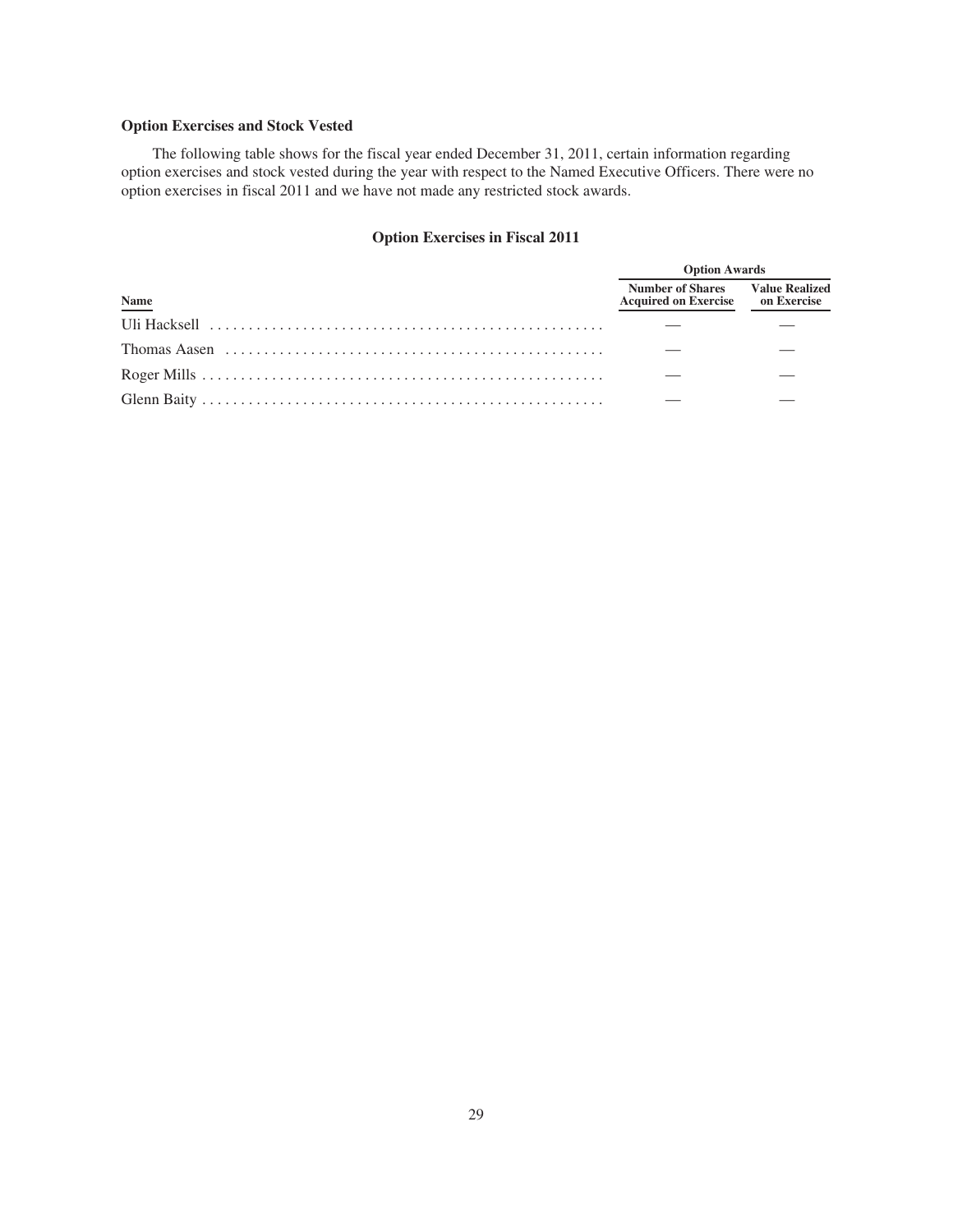### Option Exercises and Stock Vested

The following table shows for the fiscal year ended December 31, 2011, certain information regarding option exercises and stock vested during the year with respect to the Named Executive Officers. There were no option exercises in fiscal 2011 and we have not made any restricted stock awards.

### Option Exercises in Fiscal 2011

| | Option Awards | |
|---|---|---|
| Name | Number of Shares Acquired on Exercise | Value Realized on Exercise |
| Uli Hacksell | — | — |
| Thomas Aasen | — | — |
| Roger Mills | — | — |
| Glenn Baity | — | — |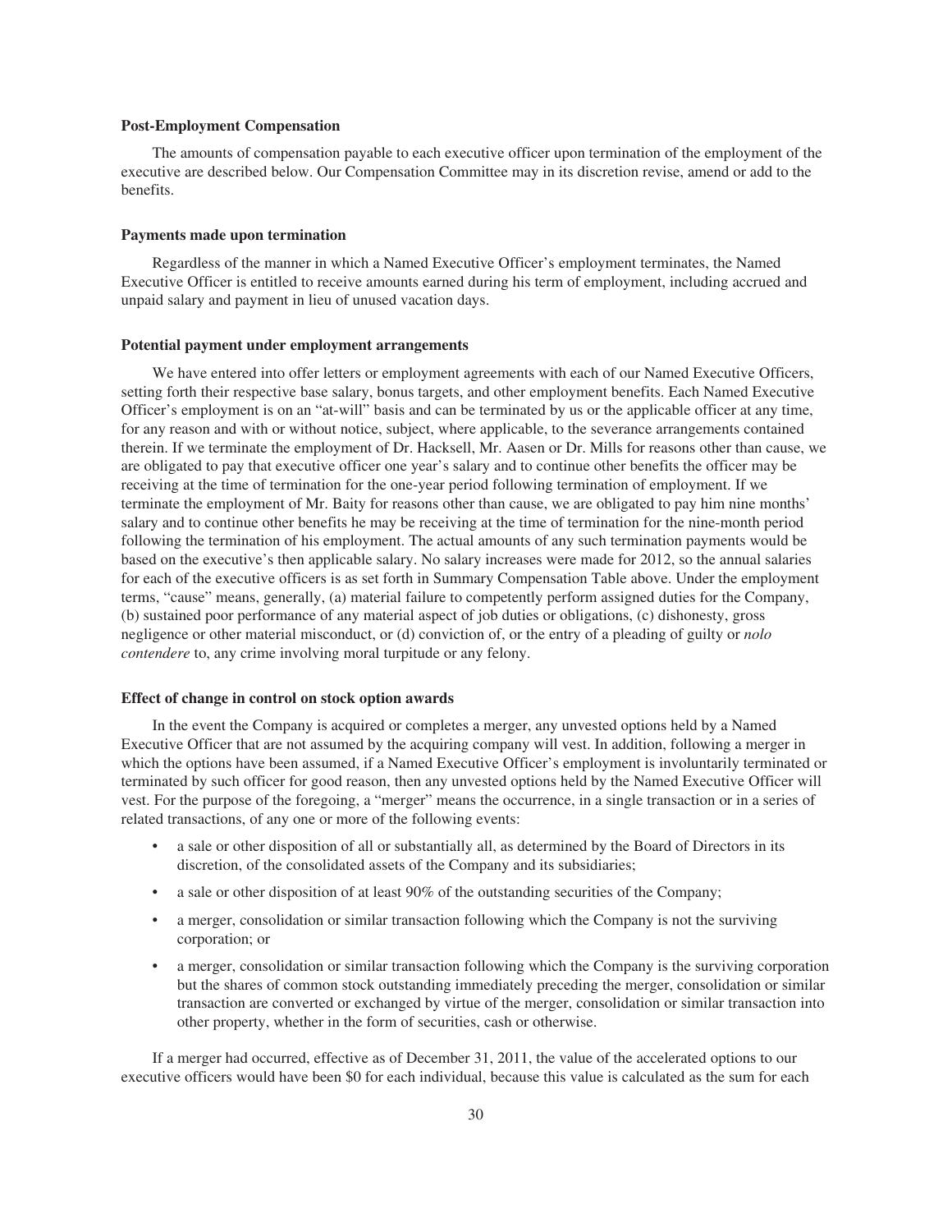### Post-Employment Compensation

The amounts of compensation payable to each executive officer upon termination of the employment of the executive are described below. Our Compensation Committee may in its discretion revise, amend or add to the benefits.

### Payments made upon termination

Regardless of the manner in which a Named Executive Officer's employment terminates, the Named Executive Officer is entitled to receive amounts earned during his term of employment, including accrued and unpaid salary and payment in lieu of unused vacation days.

### Potential payment under employment arrangements

We have entered into offer letters or employment agreements with each of our Named Executive Officers, setting forth their respective base salary, bonus targets, and other employment benefits. Each Named Executive Officer's employment is on an "at-will" basis and can be terminated by us or the applicable officer at any time, for any reason and with or without notice, subject, where applicable, to the severance arrangements contained therein. If we terminate the employment of Dr. Hacksell, Mr. Aasen or Dr. Mills for reasons other than cause, we are obligated to pay that executive officer one year's salary and to continue other benefits the officer may be receiving at the time of termination for the one-year period following termination of employment. If we terminate the employment of Mr. Baity for reasons other than cause, we are obligated to pay him nine months' salary and to continue other benefits he may be receiving at the time of termination for the nine-month period following the termination of his employment. The actual amounts of any such termination payments would be based on the executive's then applicable salary. No salary increases were made for 2012, so the annual salaries for each of the executive officers is as set forth in Summary Compensation Table above. Under the employment terms, "cause" means, generally, (a) material failure to competently perform assigned duties for the Company, (b) sustained poor performance of any material aspect of job duties or obligations, (c) dishonesty, gross negligence or other material misconduct, or (d) conviction of, or the entry of a pleading of guilty or *nolo contendere* to, any crime involving moral turpitude or any felony.

### Effect of change in control on stock option awards

In the event the Company is acquired or completes a merger, any unvested options held by a Named Executive Officer that are not assumed by the acquiring company will vest. In addition, following a merger in which the options have been assumed, if a Named Executive Officer's employment is involuntarily terminated or terminated by such officer for good reason, then any unvested options held by the Named Executive Officer will vest. For the purpose of the foregoing, a "merger" means the occurrence, in a single transaction or in a series of related transactions, of any one or more of the following events:

- a sale or other disposition of all or substantially all, as determined by the Board of Directors in its discretion, of the consolidated assets of the Company and its subsidiaries;
- a sale or other disposition of at least 90% of the outstanding securities of the Company;
- a merger, consolidation or similar transaction following which the Company is not the surviving corporation; or
- a merger, consolidation or similar transaction following which the Company is the surviving corporation but the shares of common stock outstanding immediately preceding the merger, consolidation or similar transaction are converted or exchanged by virtue of the merger, consolidation or similar transaction into other property, whether in the form of securities, cash or otherwise.

If a merger had occurred, effective as of December 31, 2011, the value of the accelerated options to our executive officers would have been $0 for each individual, because this value is calculated as the sum for each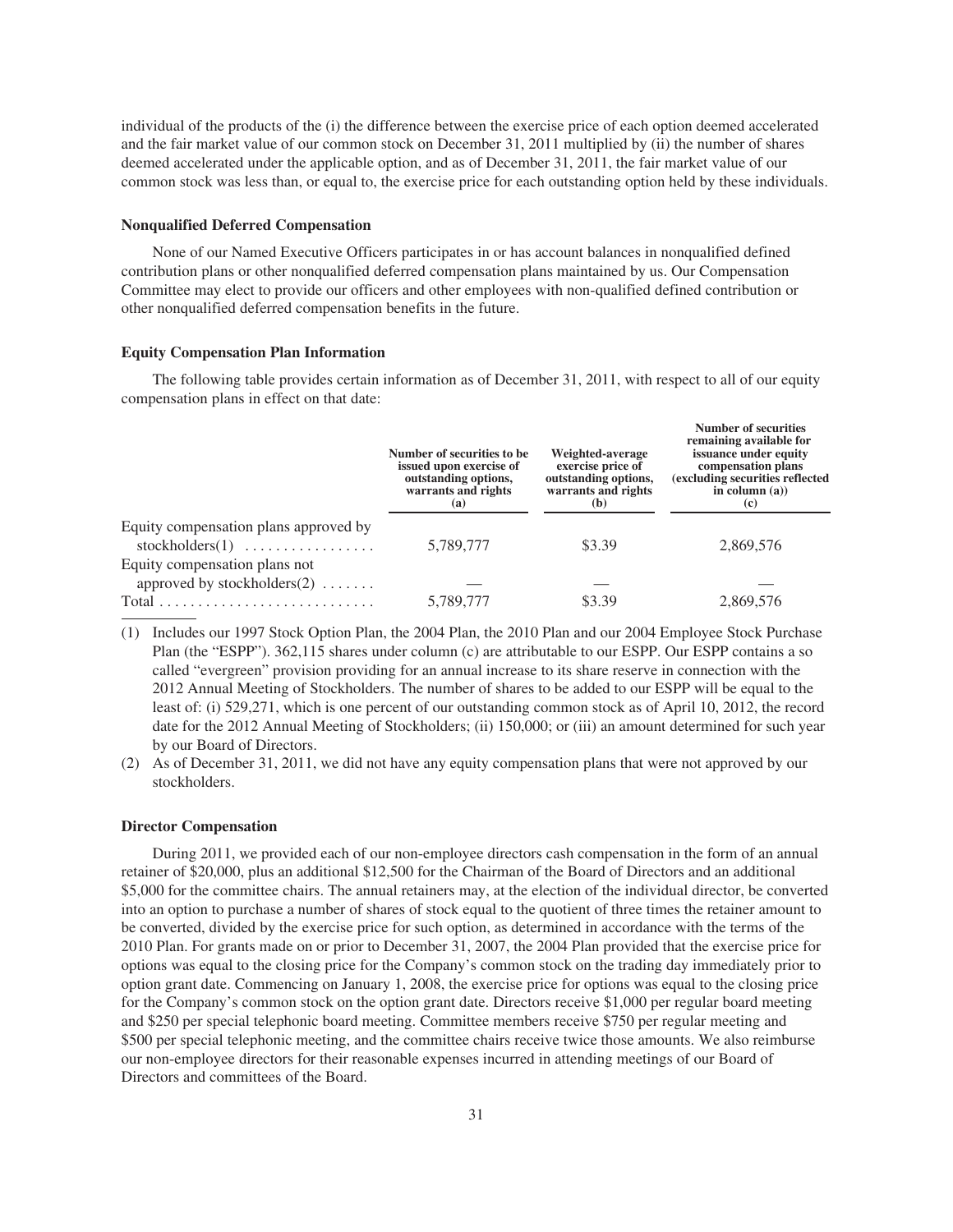individual of the products of the (i) the difference between the exercise price of each option deemed accelerated and the fair market value of our common stock on December 31, 2011 multiplied by (ii) the number of shares deemed accelerated under the applicable option, and as of December 31, 2011, the fair market value of our common stock was less than, or equal to, the exercise price for each outstanding option held by these individuals.

### Nonqualified Deferred Compensation

None of our Named Executive Officers participates in or has account balances in nonqualified defined contribution plans or other nonqualified deferred compensation plans maintained by us. Our Compensation Committee may elect to provide our officers and other employees with non-qualified defined contribution or other nonqualified deferred compensation benefits in the future.

### Equity Compensation Plan Information

The following table provides certain information as of December 31, 2011, with respect to all of our equity compensation plans in effect on that date:

| | Number of securities to be issued upon exercise of outstanding options, warrants and rights (a) | Weighted-average exercise price of outstanding options, warrants and rights (b) | Number of securities remaining available for issuance under equity compensation plans (excluding securities reflected in column (a)) (c) |
|---|---|---|---|
| Equity compensation plans approved by stockholders(1) | 5,789,777 | $3.39 | 2,869,576 |
| Equity compensation plans not approved by stockholders(2) | — | — | — |
| Total | 5,789,777 | $3.39 | 2,869,576 |

(1) Includes our 1997 Stock Option Plan, the 2004 Plan, the 2010 Plan and our 2004 Employee Stock Purchase Plan (the "ESPP"). 362,115 shares under column (c) are attributable to our ESPP. Our ESPP contains a so called "evergreen" provision providing for an annual increase to its share reserve in connection with the 2012 Annual Meeting of Stockholders. The number of shares to be added to our ESPP will be equal to the least of: (i) 529,271, which is one percent of our outstanding common stock as of April 10, 2012, the record date for the 2012 Annual Meeting of Stockholders; (ii) 150,000; or (iii) an amount determined for such year by our Board of Directors.

(2) As of December 31, 2011, we did not have any equity compensation plans that were not approved by our stockholders.

### Director Compensation

During 2011, we provided each of our non-employee directors cash compensation in the form of an annual retainer of $20,000, plus an additional $12,500 for the Chairman of the Board of Directors and an additional $5,000 for the committee chairs. The annual retainers may, at the election of the individual director, be converted into an option to purchase a number of shares of stock equal to the quotient of three times the retainer amount to be converted, divided by the exercise price for such option, as determined in accordance with the terms of the 2010 Plan. For grants made on or prior to December 31, 2007, the 2004 Plan provided that the exercise price for options was equal to the closing price for the Company's common stock on the trading day immediately prior to option grant date. Commencing on January 1, 2008, the exercise price for options was equal to the closing price for the Company's common stock on the option grant date. Directors receive $1,000 per regular board meeting and $250 per special telephonic board meeting. Committee members receive $750 per regular meeting and $500 per special telephonic meeting, and the committee chairs receive twice those amounts. We also reimburse our non-employee directors for their reasonable expenses incurred in attending meetings of our Board of Directors and committees of the Board.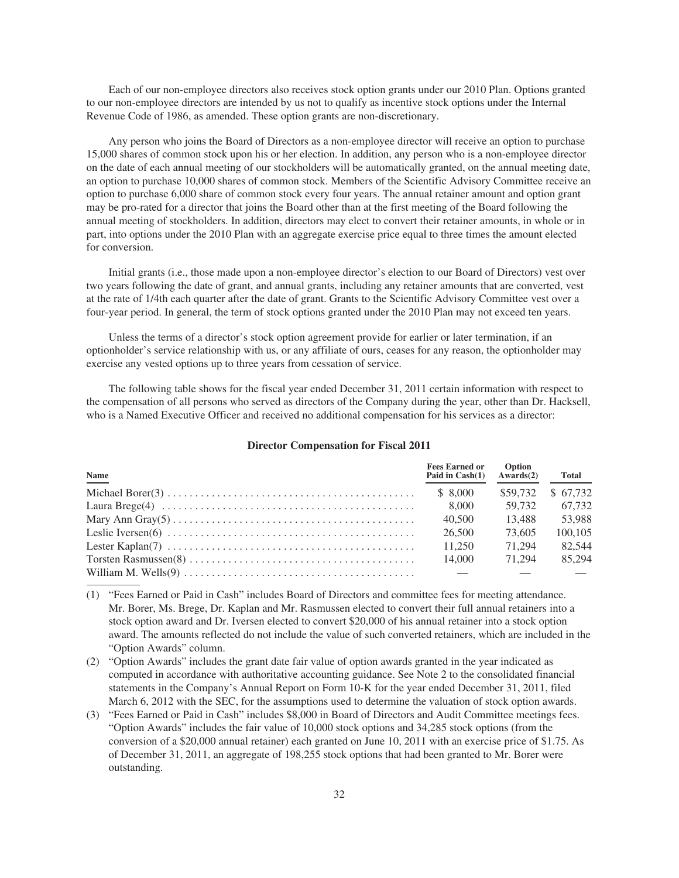Each of our non-employee directors also receives stock option grants under our 2010 Plan. Options granted to our non-employee directors are intended by us not to qualify as incentive stock options under the Internal Revenue Code of 1986, as amended. These option grants are non-discretionary.

Any person who joins the Board of Directors as a non-employee director will receive an option to purchase 15,000 shares of common stock upon his or her election. In addition, any person who is a non-employee director on the date of each annual meeting of our stockholders will be automatically granted, on the annual meeting date, an option to purchase 10,000 shares of common stock. Members of the Scientific Advisory Committee receive an option to purchase 6,000 share of common stock every four years. The annual retainer amount and option grant may be pro-rated for a director that joins the Board other than at the first meeting of the Board following the annual meeting of stockholders. In addition, directors may elect to convert their retainer amounts, in whole or in part, into options under the 2010 Plan with an aggregate exercise price equal to three times the amount elected for conversion.

Initial grants (i.e., those made upon a non-employee director's election to our Board of Directors) vest over two years following the date of grant, and annual grants, including any retainer amounts that are converted, vest at the rate of 1/4th each quarter after the date of grant. Grants to the Scientific Advisory Committee vest over a four-year period. In general, the term of stock options granted under the 2010 Plan may not exceed ten years.

Unless the terms of a director's stock option agreement provide for earlier or later termination, if an optionholder's service relationship with us, or any affiliate of ours, ceases for any reason, the optionholder may exercise any vested options up to three years from cessation of service.

The following table shows for the fiscal year ended December 31, 2011 certain information with respect to the compensation of all persons who served as directors of the Company during the year, other than Dr. Hacksell, who is a Named Executive Officer and received no additional compensation for his services as a director:

**Director Compensation for Fiscal 2011**

| Name | Fees Earned or Paid in Cash(1) | Option Awards(2) | Total |
|---|---|---|---|
| Michael Borer(3) | $ 8,000 | $59,732 | $ 67,732 |
| Laura Brege(4) | 8,000 | 59,732 | 67,732 |
| Mary Ann Gray(5) | 40,500 | 13,488 | 53,988 |
| Leslie Iversen(6) | 26,500 | 73,605 | 100,105 |
| Lester Kaplan(7) | 11,250 | 71,294 | 82,544 |
| Torsten Rasmussen(8) | 14,000 | 71,294 | 85,294 |
| William M. Wells(9) | — | — | — |

(1) "Fees Earned or Paid in Cash" includes Board of Directors and committee fees for meeting attendance. Mr. Borer, Ms. Brege, Dr. Kaplan and Mr. Rasmussen elected to convert their full annual retainers into a stock option award and Dr. Iversen elected to convert $20,000 of his annual retainer into a stock option award. The amounts reflected do not include the value of such converted retainers, which are included in the "Option Awards" column.

(2) "Option Awards" includes the grant date fair value of option awards granted in the year indicated as computed in accordance with authoritative accounting guidance. See Note 2 to the consolidated financial statements in the Company's Annual Report on Form 10-K for the year ended December 31, 2011, filed March 6, 2012 with the SEC, for the assumptions used to determine the valuation of stock option awards.

(3) "Fees Earned or Paid in Cash" includes $8,000 in Board of Directors and Audit Committee meetings fees. "Option Awards" includes the fair value of 10,000 stock options and 34,285 stock options (from the conversion of a $20,000 annual retainer) each granted on June 10, 2011 with an exercise price of $1.75. As of December 31, 2011, an aggregate of 198,255 stock options that had been granted to Mr. Borer were outstanding.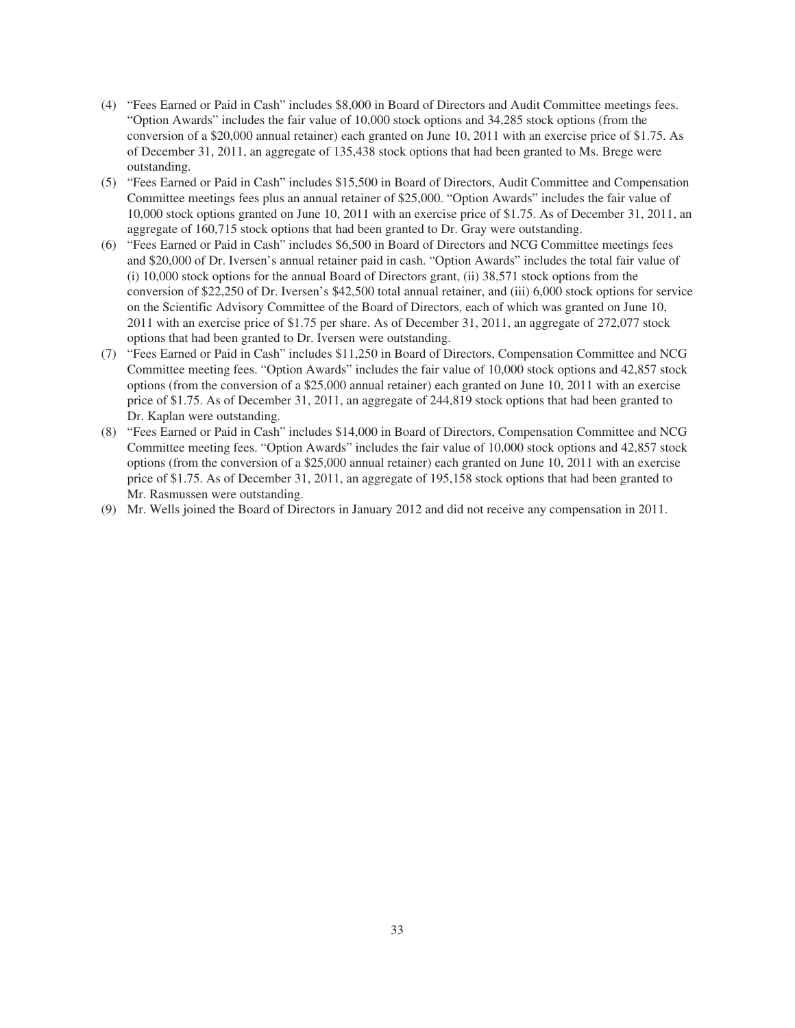(4) "Fees Earned or Paid in Cash" includes $8,000 in Board of Directors and Audit Committee meetings fees. "Option Awards" includes the fair value of 10,000 stock options and 34,285 stock options (from the conversion of a $20,000 annual retainer) each granted on June 10, 2011 with an exercise price of $1.75. As of December 31, 2011, an aggregate of 135,438 stock options that had been granted to Ms. Brege were outstanding.

(5) "Fees Earned or Paid in Cash" includes $15,500 in Board of Directors, Audit Committee and Compensation Committee meetings fees plus an annual retainer of $25,000. "Option Awards" includes the fair value of 10,000 stock options granted on June 10, 2011 with an exercise price of $1.75. As of December 31, 2011, an aggregate of 160,715 stock options that had been granted to Dr. Gray were outstanding.

(6) "Fees Earned or Paid in Cash" includes $6,500 in Board of Directors and NCG Committee meetings fees and $20,000 of Dr. Iversen's annual retainer paid in cash. "Option Awards" includes the total fair value of (i) 10,000 stock options for the annual Board of Directors grant, (ii) 38,571 stock options from the conversion of $22,250 of Dr. Iversen's $42,500 total annual retainer, and (iii) 6,000 stock options for service on the Scientific Advisory Committee of the Board of Directors, each of which was granted on June 10, 2011 with an exercise price of $1.75 per share. As of December 31, 2011, an aggregate of 272,077 stock options that had been granted to Dr. Iversen were outstanding.

(7) "Fees Earned or Paid in Cash" includes $11,250 in Board of Directors, Compensation Committee and NCG Committee meeting fees. "Option Awards" includes the fair value of 10,000 stock options and 42,857 stock options (from the conversion of a $25,000 annual retainer) each granted on June 10, 2011 with an exercise price of $1.75. As of December 31, 2011, an aggregate of 244,819 stock options that had been granted to Dr. Kaplan were outstanding.

(8) "Fees Earned or Paid in Cash" includes $14,000 in Board of Directors, Compensation Committee and NCG Committee meeting fees. "Option Awards" includes the fair value of 10,000 stock options and 42,857 stock options (from the conversion of a $25,000 annual retainer) each granted on June 10, 2011 with an exercise price of $1.75. As of December 31, 2011, an aggregate of 195,158 stock options that had been granted to Mr. Rasmussen were outstanding.

(9) Mr. Wells joined the Board of Directors in January 2012 and did not receive any compensation in 2011.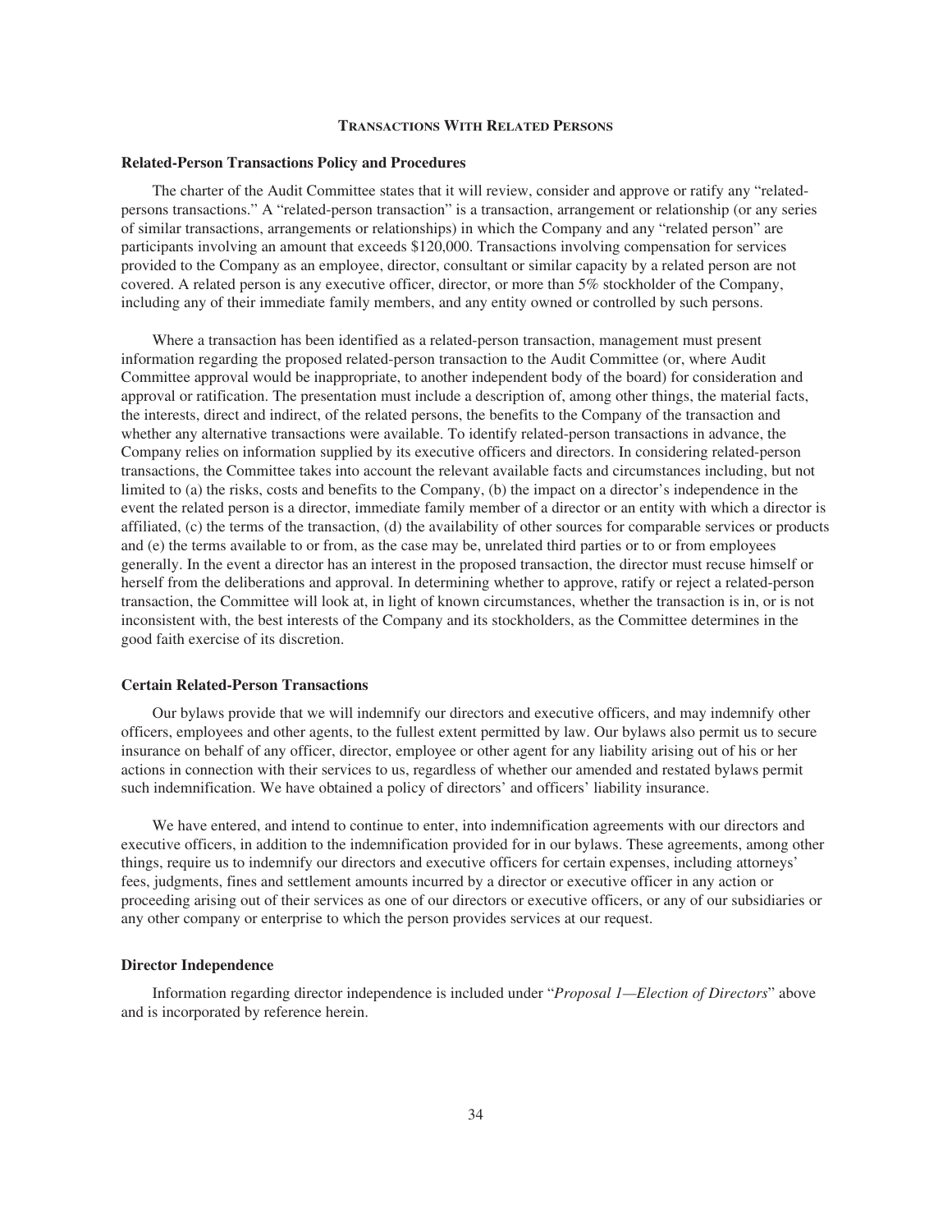## Transactions With Related Persons

### Related-Person Transactions Policy and Procedures

The charter of the Audit Committee states that it will review, consider and approve or ratify any "related-persons transactions." A "related-person transaction" is a transaction, arrangement or relationship (or any series of similar transactions, arrangements or relationships) in which the Company and any "related person" are participants involving an amount that exceeds $120,000. Transactions involving compensation for services provided to the Company as an employee, director, consultant or similar capacity by a related person are not covered. A related person is any executive officer, director, or more than 5% stockholder of the Company, including any of their immediate family members, and any entity owned or controlled by such persons.

Where a transaction has been identified as a related-person transaction, management must present information regarding the proposed related-person transaction to the Audit Committee (or, where Audit Committee approval would be inappropriate, to another independent body of the board) for consideration and approval or ratification. The presentation must include a description of, among other things, the material facts, the interests, direct and indirect, of the related persons, the benefits to the Company of the transaction and whether any alternative transactions were available. To identify related-person transactions in advance, the Company relies on information supplied by its executive officers and directors. In considering related-person transactions, the Committee takes into account the relevant available facts and circumstances including, but not limited to (a) the risks, costs and benefits to the Company, (b) the impact on a director's independence in the event the related person is a director, immediate family member of a director or an entity with which a director is affiliated, (c) the terms of the transaction, (d) the availability of other sources for comparable services or products and (e) the terms available to or from, as the case may be, unrelated third parties or to or from employees generally. In the event a director has an interest in the proposed transaction, the director must recuse himself or herself from the deliberations and approval. In determining whether to approve, ratify or reject a related-person transaction, the Committee will look at, in light of known circumstances, whether the transaction is in, or is not inconsistent with, the best interests of the Company and its stockholders, as the Committee determines in the good faith exercise of its discretion.

### Certain Related-Person Transactions

Our bylaws provide that we will indemnify our directors and executive officers, and may indemnify other officers, employees and other agents, to the fullest extent permitted by law. Our bylaws also permit us to secure insurance on behalf of any officer, director, employee or other agent for any liability arising out of his or her actions in connection with their services to us, regardless of whether our amended and restated bylaws permit such indemnification. We have obtained a policy of directors' and officers' liability insurance.

We have entered, and intend to continue to enter, into indemnification agreements with our directors and executive officers, in addition to the indemnification provided for in our bylaws. These agreements, among other things, require us to indemnify our directors and executive officers for certain expenses, including attorneys' fees, judgments, fines and settlement amounts incurred by a director or executive officer in any action or proceeding arising out of their services as one of our directors or executive officers, or any of our subsidiaries or any other company or enterprise to which the person provides services at our request.

### Director Independence

Information regarding director independence is included under "*Proposal 1—Election of Directors*" above and is incorporated by reference herein.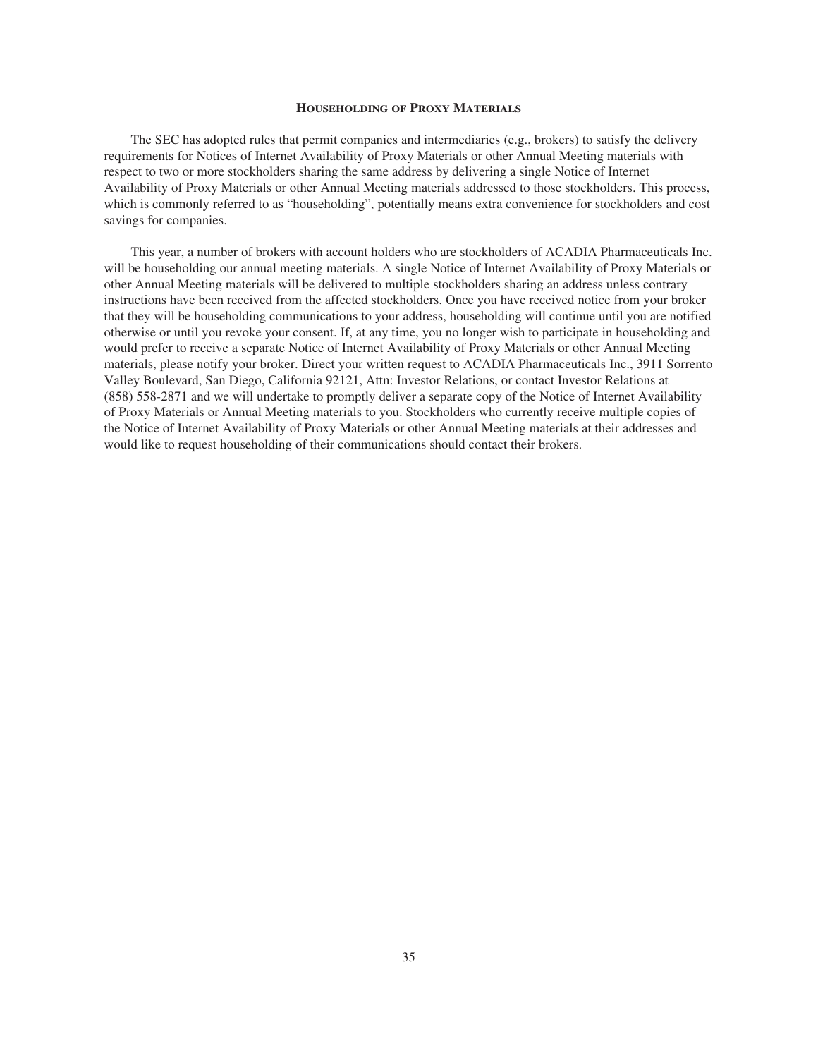## Householding of Proxy Materials

The SEC has adopted rules that permit companies and intermediaries (e.g., brokers) to satisfy the delivery requirements for Notices of Internet Availability of Proxy Materials or other Annual Meeting materials with respect to two or more stockholders sharing the same address by delivering a single Notice of Internet Availability of Proxy Materials or other Annual Meeting materials addressed to those stockholders. This process, which is commonly referred to as "householding", potentially means extra convenience for stockholders and cost savings for companies.

This year, a number of brokers with account holders who are stockholders of ACADIA Pharmaceuticals Inc. will be householding our annual meeting materials. A single Notice of Internet Availability of Proxy Materials or other Annual Meeting materials will be delivered to multiple stockholders sharing an address unless contrary instructions have been received from the affected stockholders. Once you have received notice from your broker that they will be householding communications to your address, householding will continue until you are notified otherwise or until you revoke your consent. If, at any time, you no longer wish to participate in householding and would prefer to receive a separate Notice of Internet Availability of Proxy Materials or other Annual Meeting materials, please notify your broker. Direct your written request to ACADIA Pharmaceuticals Inc., 3911 Sorrento Valley Boulevard, San Diego, California 92121, Attn: Investor Relations, or contact Investor Relations at (858) 558-2871 and we will undertake to promptly deliver a separate copy of the Notice of Internet Availability of Proxy Materials or Annual Meeting materials to you. Stockholders who currently receive multiple copies of the Notice of Internet Availability of Proxy Materials or other Annual Meeting materials at their addresses and would like to request householding of their communications should contact their brokers.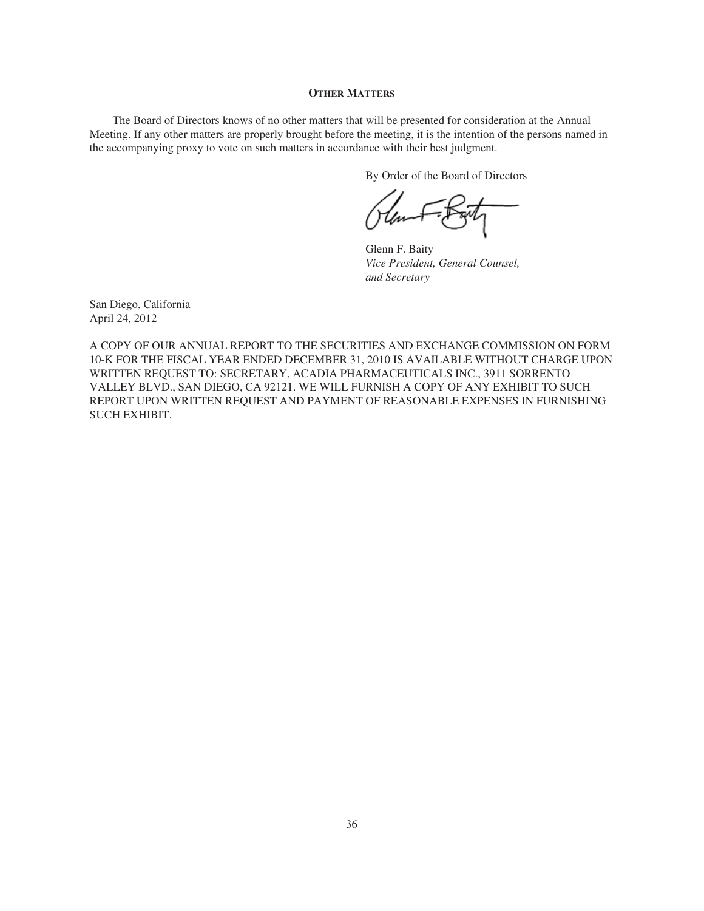## OTHER MATTERS

The Board of Directors knows of no other matters that will be presented for consideration at the Annual Meeting. If any other matters are properly brought before the meeting, it is the intention of the persons named in the accompanying proxy to vote on such matters in accordance with their best judgment.

By Order of the Board of Directors

Glenn F. Baity
*Vice President, General Counsel, and Secretary*

San Diego, California
April 24, 2012

A COPY OF OUR ANNUAL REPORT TO THE SECURITIES AND EXCHANGE COMMISSION ON FORM 10-K FOR THE FISCAL YEAR ENDED DECEMBER 31, 2010 IS AVAILABLE WITHOUT CHARGE UPON WRITTEN REQUEST TO: SECRETARY, ACADIA PHARMACEUTICALS INC., 3911 SORRENTO VALLEY BLVD., SAN DIEGO, CA 92121. WE WILL FURNISH A COPY OF ANY EXHIBIT TO SUCH REPORT UPON WRITTEN REQUEST AND PAYMENT OF REASONABLE EXPENSES IN FURNISHING SUCH EXHIBIT.